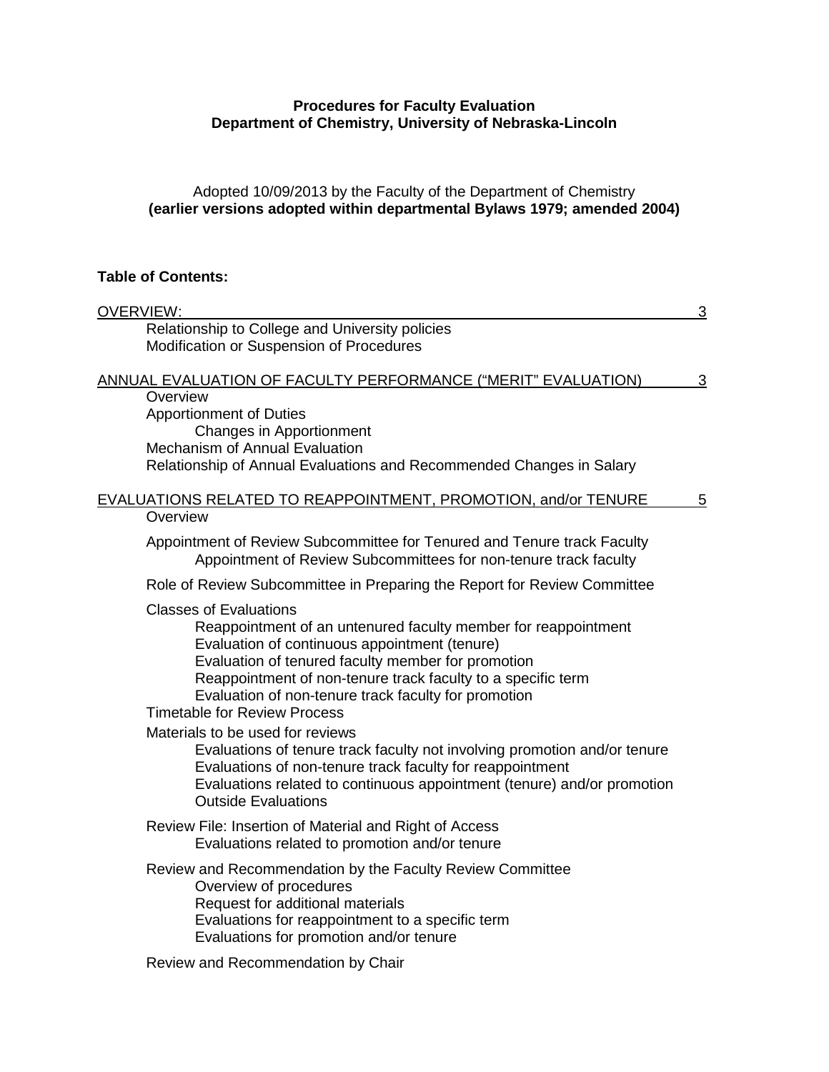**Procedures for Faculty Evaluation**
**Department of Chemistry, University of Nebraska-Lincoln**

Adopted 10/09/2013 by the Faculty of the Department of Chemistry
**(earlier versions adopted within departmental Bylaws 1979; amended 2004)**

**Table of Contents:**

OVERVIEW: 3
- Relationship to College and University policies
- Modification or Suspension of Procedures

ANNUAL EVALUATION OF FACULTY PERFORMANCE ("MERIT" EVALUATION) 3
- Overview
- Apportionment of Duties
  - Changes in Apportionment
- Mechanism of Annual Evaluation
- Relationship of Annual Evaluations and Recommended Changes in Salary

EVALUATIONS RELATED TO REAPPOINTMENT, PROMOTION, and/or TENURE 5
- Overview
- Appointment of Review Subcommittee for Tenured and Tenure track Faculty
  - Appointment of Review Subcommittees for non-tenure track faculty
- Role of Review Subcommittee in Preparing the Report for Review Committee
- Classes of Evaluations
  - Reappointment of an untenured faculty member for reappointment
  - Evaluation of continuous appointment (tenure)
  - Evaluation of tenured faculty member for promotion
  - Reappointment of non-tenure track faculty to a specific term
  - Evaluation of non-tenure track faculty for promotion
- Timetable for Review Process
- Materials to be used for reviews
  - Evaluations of tenure track faculty not involving promotion and/or tenure
  - Evaluations of non-tenure track faculty for reappointment
  - Evaluations related to continuous appointment (tenure) and/or promotion
  - Outside Evaluations
- Review File: Insertion of Material and Right of Access
  - Evaluations related to promotion and/or tenure
- Review and Recommendation by the Faculty Review Committee
  - Overview of procedures
  - Request for additional materials
  - Evaluations for reappointment to a specific term
  - Evaluations for promotion and/or tenure
- Review and Recommendation by Chair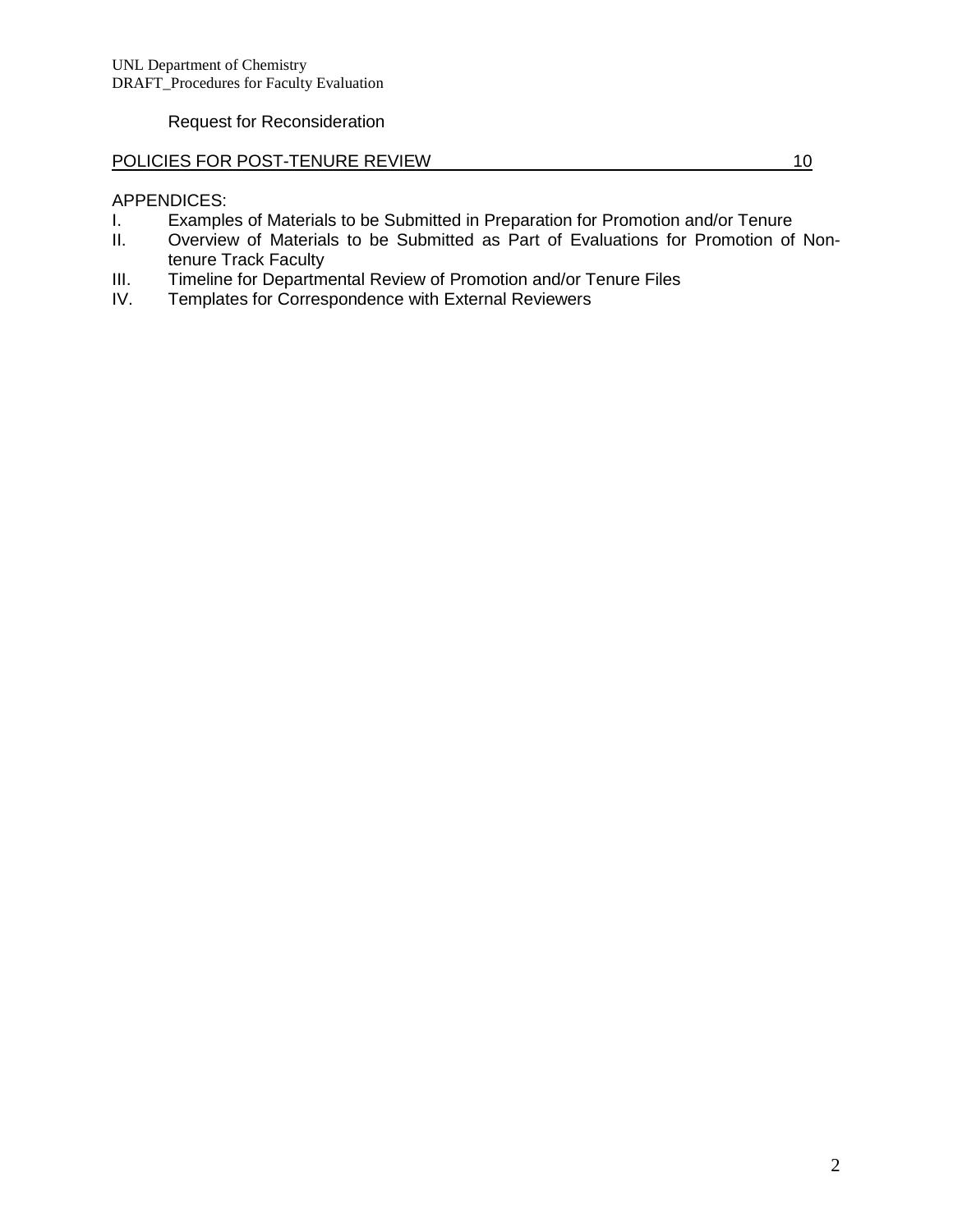Request for Reconsideration

POLICIES FOR POST-TENURE REVIEW 10

APPENDICES:

I. Examples of Materials to be Submitted in Preparation for Promotion and/or Tenure

II. Overview of Materials to be Submitted as Part of Evaluations for Promotion of Non-tenure Track Faculty

III. Timeline for Departmental Review of Promotion and/or Tenure Files

IV. Templates for Correspondence with External Reviewers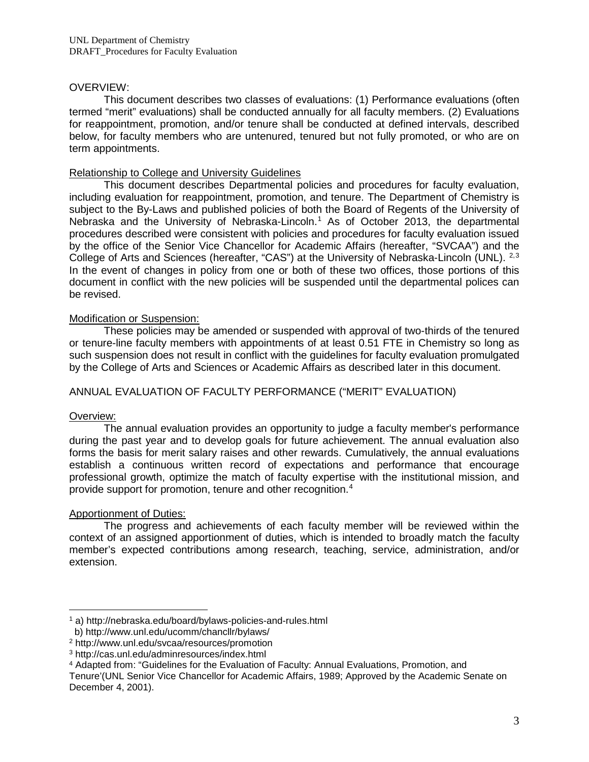## OVERVIEW:

This document describes two classes of evaluations: (1) Performance evaluations (often termed "merit" evaluations) shall be conducted annually for all faculty members. (2) Evaluations for reappointment, promotion, and/or tenure shall be conducted at defined intervals, described below, for faculty members who are untenured, tenured but not fully promoted, or who are on term appointments.

### Relationship to College and University Guidelines

This document describes Departmental policies and procedures for faculty evaluation, including evaluation for reappointment, promotion, and tenure. The Department of Chemistry is subject to the By-Laws and published policies of both the Board of Regents of the University of Nebraska and the University of Nebraska-Lincoln.[1] As of October 2013, the departmental procedures described were consistent with policies and procedures for faculty evaluation issued by the office of the Senior Vice Chancellor for Academic Affairs (hereafter, "SVCAA") and the College of Arts and Sciences (hereafter, "CAS") at the University of Nebraska-Lincoln (UNL). [2,3] In the event of changes in policy from one or both of these two offices, those portions of this document in conflict with the new policies will be suspended until the departmental polices can be revised.

### Modification or Suspension:

These policies may be amended or suspended with approval of two-thirds of the tenured or tenure-line faculty members with appointments of at least 0.51 FTE in Chemistry so long as such suspension does not result in conflict with the guidelines for faculty evaluation promulgated by the College of Arts and Sciences or Academic Affairs as described later in this document.

## ANNUAL EVALUATION OF FACULTY PERFORMANCE ("MERIT" EVALUATION)

### Overview:

The annual evaluation provides an opportunity to judge a faculty member's performance during the past year and to develop goals for future achievement. The annual evaluation also forms the basis for merit salary raises and other rewards. Cumulatively, the annual evaluations establish a continuous written record of expectations and performance that encourage professional growth, optimize the match of faculty expertise with the institutional mission, and provide support for promotion, tenure and other recognition.[4]

### Apportionment of Duties:

The progress and achievements of each faculty member will be reviewed within the context of an assigned apportionment of duties, which is intended to broadly match the faculty member's expected contributions among research, teaching, service, administration, and/or extension.

---

[1] a) http://nebraska.edu/board/bylaws-policies-and-rules.html
b) http://www.unl.edu/ucomm/chancllr/bylaws/

[2] http://www.unl.edu/svcaa/resources/promotion

[3] http://cas.unl.edu/adminresources/index.html

[4] Adapted from: "Guidelines for the Evaluation of Faculty: Annual Evaluations, Promotion, and Tenure'(UNL Senior Vice Chancellor for Academic Affairs, 1989; Approved by the Academic Senate on December 4, 2001).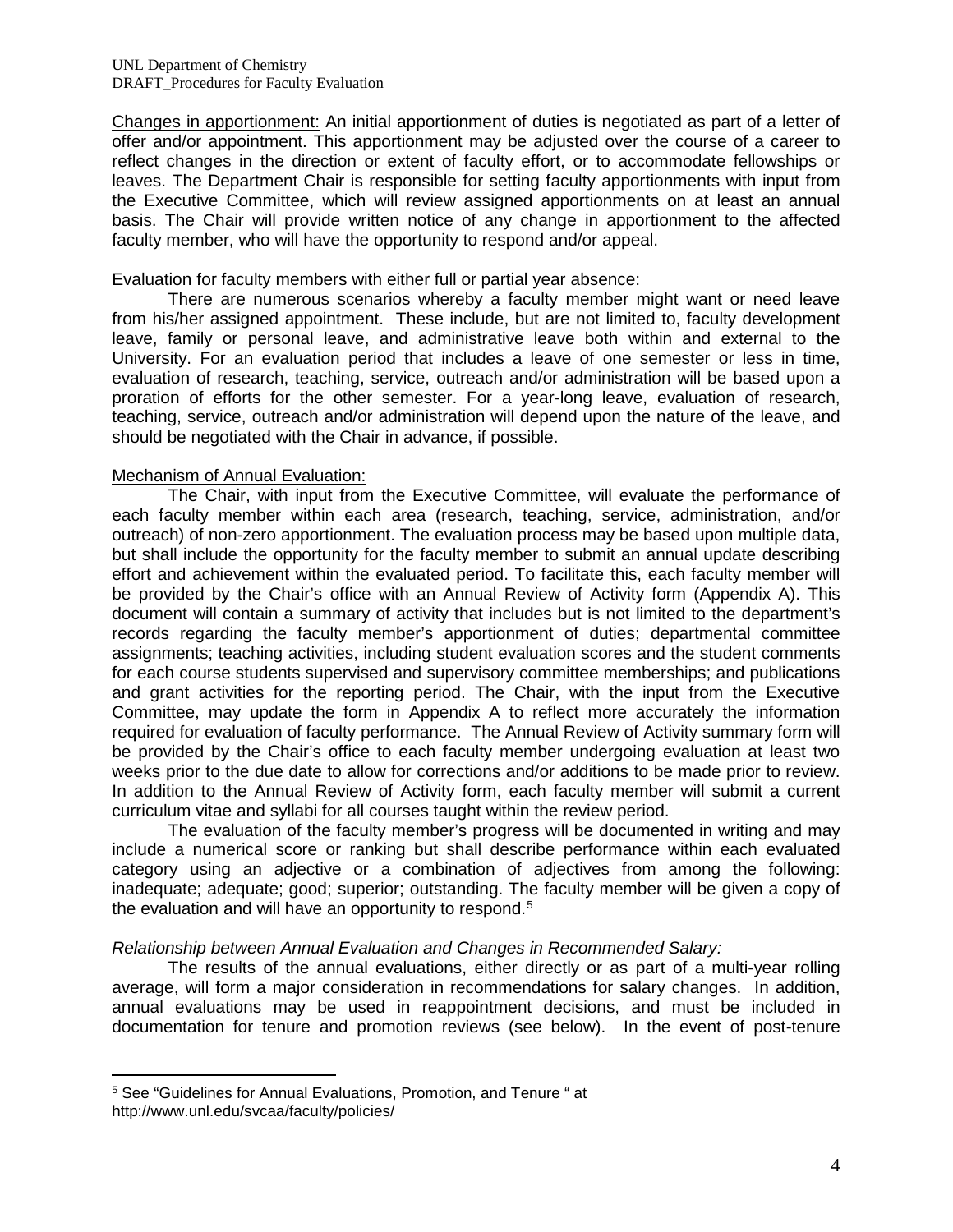Changes in apportionment: An initial apportionment of duties is negotiated as part of a letter of offer and/or appointment. This apportionment may be adjusted over the course of a career to reflect changes in the direction or extent of faculty effort, or to accommodate fellowships or leaves. The Department Chair is responsible for setting faculty apportionments with input from the Executive Committee, which will review assigned apportionments on at least an annual basis. The Chair will provide written notice of any change in apportionment to the affected faculty member, who will have the opportunity to respond and/or appeal.

Evaluation for faculty members with either full or partial year absence:

There are numerous scenarios whereby a faculty member might want or need leave from his/her assigned appointment. These include, but are not limited to, faculty development leave, family or personal leave, and administrative leave both within and external to the University. For an evaluation period that includes a leave of one semester or less in time, evaluation of research, teaching, service, outreach and/or administration will be based upon a proration of efforts for the other semester. For a year-long leave, evaluation of research, teaching, service, outreach and/or administration will depend upon the nature of the leave, and should be negotiated with the Chair in advance, if possible.

Mechanism of Annual Evaluation:

The Chair, with input from the Executive Committee, will evaluate the performance of each faculty member within each area (research, teaching, service, administration, and/or outreach) of non-zero apportionment. The evaluation process may be based upon multiple data, but shall include the opportunity for the faculty member to submit an annual update describing effort and achievement within the evaluated period. To facilitate this, each faculty member will be provided by the Chair's office with an Annual Review of Activity form (Appendix A). This document will contain a summary of activity that includes but is not limited to the department's records regarding the faculty member's apportionment of duties; departmental committee assignments; teaching activities, including student evaluation scores and the student comments for each course students supervised and supervisory committee memberships; and publications and grant activities for the reporting period. The Chair, with the input from the Executive Committee, may update the form in Appendix A to reflect more accurately the information required for evaluation of faculty performance. The Annual Review of Activity summary form will be provided by the Chair's office to each faculty member undergoing evaluation at least two weeks prior to the due date to allow for corrections and/or additions to be made prior to review. In addition to the Annual Review of Activity form, each faculty member will submit a current curriculum vitae and syllabi for all courses taught within the review period.

The evaluation of the faculty member's progress will be documented in writing and may include a numerical score or ranking but shall describe performance within each evaluated category using an adjective or a combination of adjectives from among the following: inadequate; adequate; good; superior; outstanding. The faculty member will be given a copy of the evaluation and will have an opportunity to respond.[5]

*Relationship between Annual Evaluation and Changes in Recommended Salary:*

The results of the annual evaluations, either directly or as part of a multi-year rolling average, will form a major consideration in recommendations for salary changes. In addition, annual evaluations may be used in reappointment decisions, and must be included in documentation for tenure and promotion reviews (see below). In the event of post-tenure

[5] See "Guidelines for Annual Evaluations, Promotion, and Tenure " at http://www.unl.edu/svcaa/faculty/policies/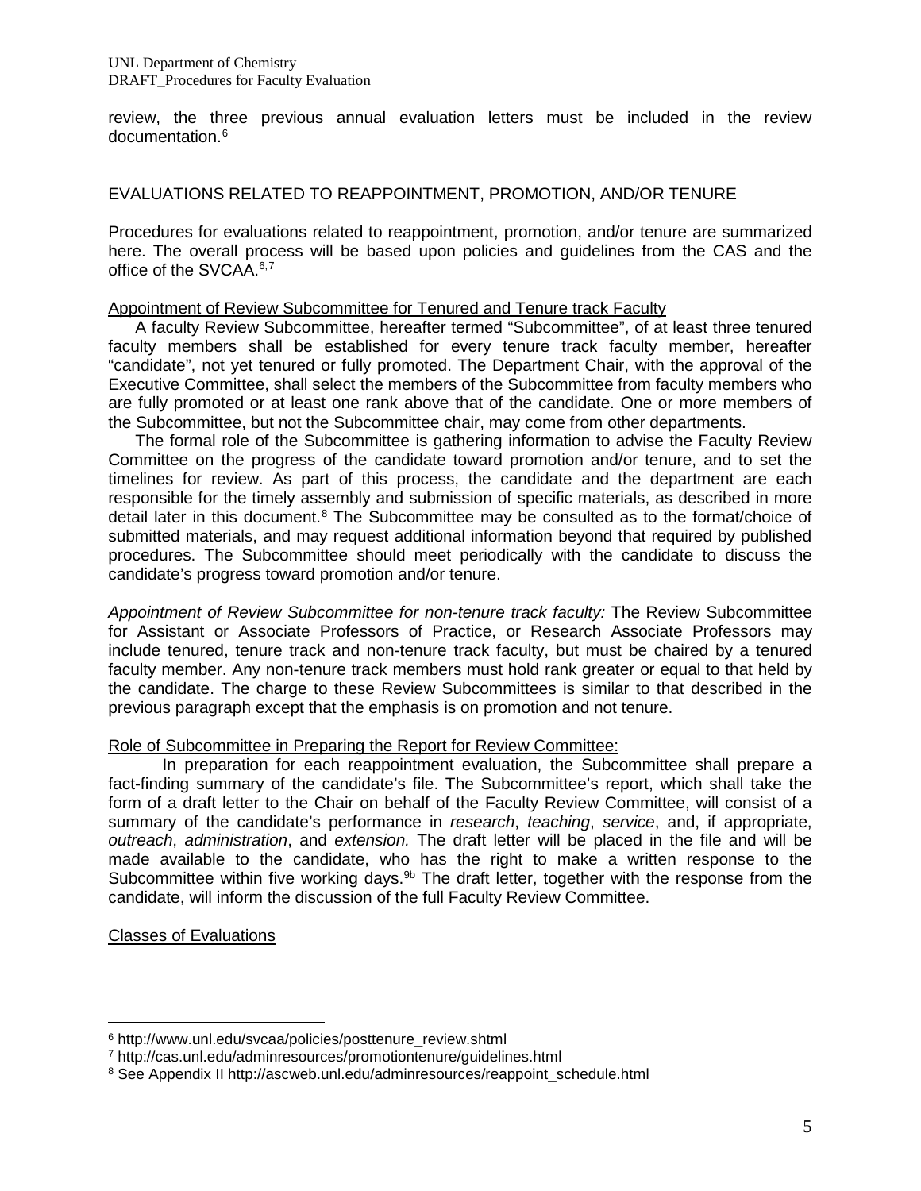review, the three previous annual evaluation letters must be included in the review documentation.[6]

## EVALUATIONS RELATED TO REAPPOINTMENT, PROMOTION, AND/OR TENURE

Procedures for evaluations related to reappointment, promotion, and/or tenure are summarized here. The overall process will be based upon policies and guidelines from the CAS and the office of the SVCAA.[6,7]

### Appointment of Review Subcommittee for Tenured and Tenure track Faculty

A faculty Review Subcommittee, hereafter termed "Subcommittee", of at least three tenured faculty members shall be established for every tenure track faculty member, hereafter "candidate", not yet tenured or fully promoted. The Department Chair, with the approval of the Executive Committee, shall select the members of the Subcommittee from faculty members who are fully promoted or at least one rank above that of the candidate. One or more members of the Subcommittee, but not the Subcommittee chair, may come from other departments.

The formal role of the Subcommittee is gathering information to advise the Faculty Review Committee on the progress of the candidate toward promotion and/or tenure, and to set the timelines for review. As part of this process, the candidate and the department are each responsible for the timely assembly and submission of specific materials, as described in more detail later in this document.[8] The Subcommittee may be consulted as to the format/choice of submitted materials, and may request additional information beyond that required by published procedures. The Subcommittee should meet periodically with the candidate to discuss the candidate's progress toward promotion and/or tenure.

*Appointment of Review Subcommittee for non-tenure track faculty:* The Review Subcommittee for Assistant or Associate Professors of Practice, or Research Associate Professors may include tenured, tenure track and non-tenure track faculty, but must be chaired by a tenured faculty member. Any non-tenure track members must hold rank greater or equal to that held by the candidate. The charge to these Review Subcommittees is similar to that described in the previous paragraph except that the emphasis is on promotion and not tenure.

### Role of Subcommittee in Preparing the Report for Review Committee:

In preparation for each reappointment evaluation, the Subcommittee shall prepare a fact-finding summary of the candidate's file. The Subcommittee's report, which shall take the form of a draft letter to the Chair on behalf of the Faculty Review Committee, will consist of a summary of the candidate's performance in *research*, *teaching*, *service*, and, if appropriate, *outreach*, *administration*, and *extension.* The draft letter will be placed in the file and will be made available to the candidate, who has the right to make a written response to the Subcommittee within five working days.[9b] The draft letter, together with the response from the candidate, will inform the discussion of the full Faculty Review Committee.

### Classes of Evaluations

---

[6] http://www.unl.edu/svcaa/policies/posttenure_review.shtml

[7] http://cas.unl.edu/adminresources/promotiontenure/guidelines.html

[8] See Appendix II http://ascweb.unl.edu/adminresources/reappoint_schedule.html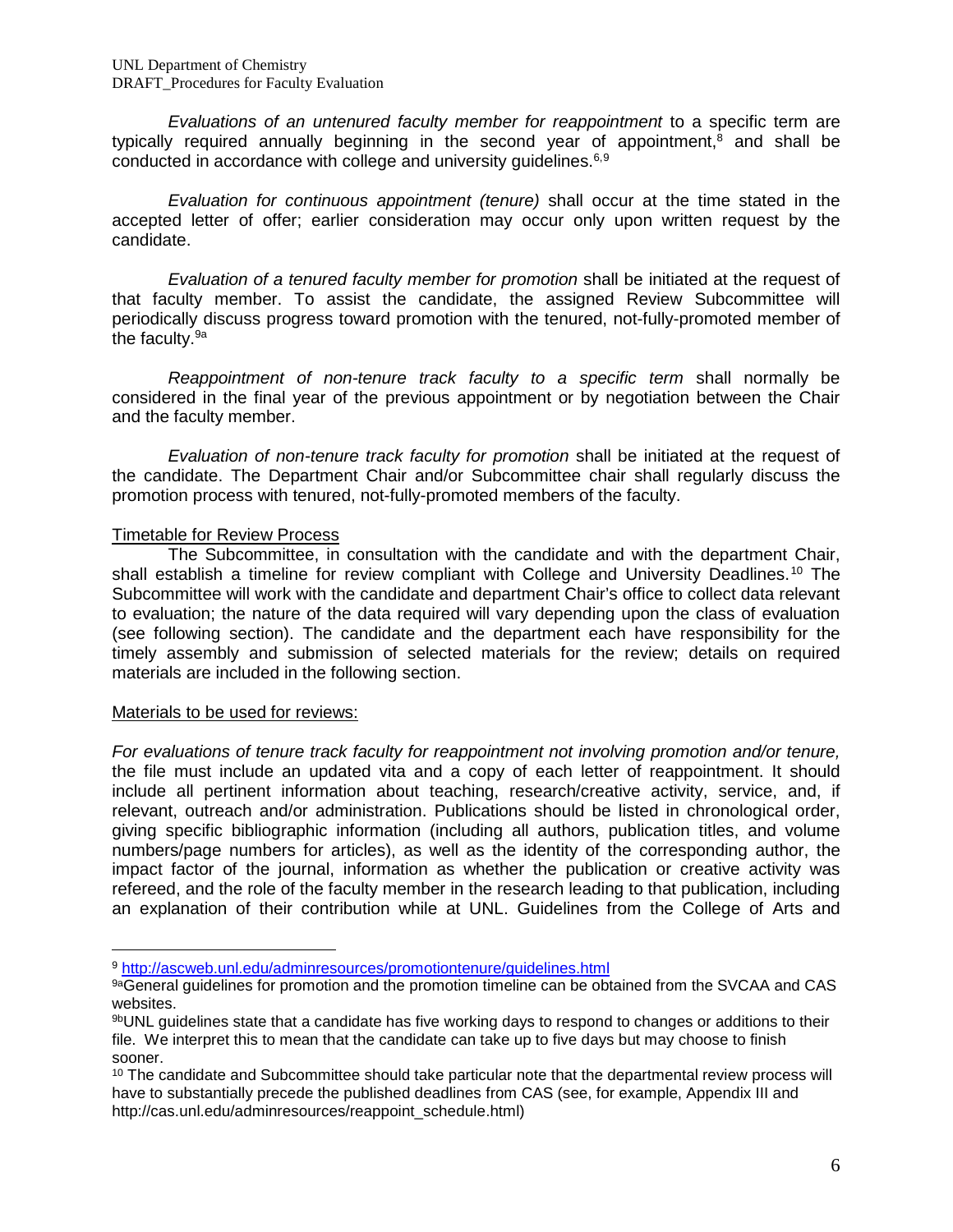*Evaluations of an untenured faculty member for reappointment* to a specific term are typically required annually beginning in the second year of appointment,[8] and shall be conducted in accordance with college and university guidelines.[6,9]

*Evaluation for continuous appointment (tenure)* shall occur at the time stated in the accepted letter of offer; earlier consideration may occur only upon written request by the candidate.

*Evaluation of a tenured faculty member for promotion* shall be initiated at the request of that faculty member. To assist the candidate, the assigned Review Subcommittee will periodically discuss progress toward promotion with the tenured, not-fully-promoted member of the faculty.[9a]

*Reappointment of non-tenure track faculty to a specific term* shall normally be considered in the final year of the previous appointment or by negotiation between the Chair and the faculty member.

*Evaluation of non-tenure track faculty for promotion* shall be initiated at the request of the candidate. The Department Chair and/or Subcommittee chair shall regularly discuss the promotion process with tenured, not-fully-promoted members of the faculty.

Timetable for Review Process

The Subcommittee, in consultation with the candidate and with the department Chair, shall establish a timeline for review compliant with College and University Deadlines.[10] The Subcommittee will work with the candidate and department Chair's office to collect data relevant to evaluation; the nature of the data required will vary depending upon the class of evaluation (see following section). The candidate and the department each have responsibility for the timely assembly and submission of selected materials for the review; details on required materials are included in the following section.

Materials to be used for reviews:

*For evaluations of tenure track faculty for reappointment not involving promotion and/or tenure,* the file must include an updated vita and a copy of each letter of reappointment. It should include all pertinent information about teaching, research/creative activity, service, and, if relevant, outreach and/or administration. Publications should be listed in chronological order, giving specific bibliographic information (including all authors, publication titles, and volume numbers/page numbers for articles), as well as the identity of the corresponding author, the impact factor of the journal, information as whether the publication or creative activity was refereed, and the role of the faculty member in the research leading to that publication, including an explanation of their contribution while at UNL. Guidelines from the College of Arts and

---

[9] http://ascweb.unl.edu/adminresources/promotiontenure/guidelines.html

[9a] General guidelines for promotion and the promotion timeline can be obtained from the SVCAA and CAS websites.

[9b] UNL guidelines state that a candidate has five working days to respond to changes or additions to their file. We interpret this to mean that the candidate can take up to five days but may choose to finish sooner.

[10] The candidate and Subcommittee should take particular note that the departmental review process will have to substantially precede the published deadlines from CAS (see, for example, Appendix III and http://cas.unl.edu/adminresources/reappoint_schedule.html)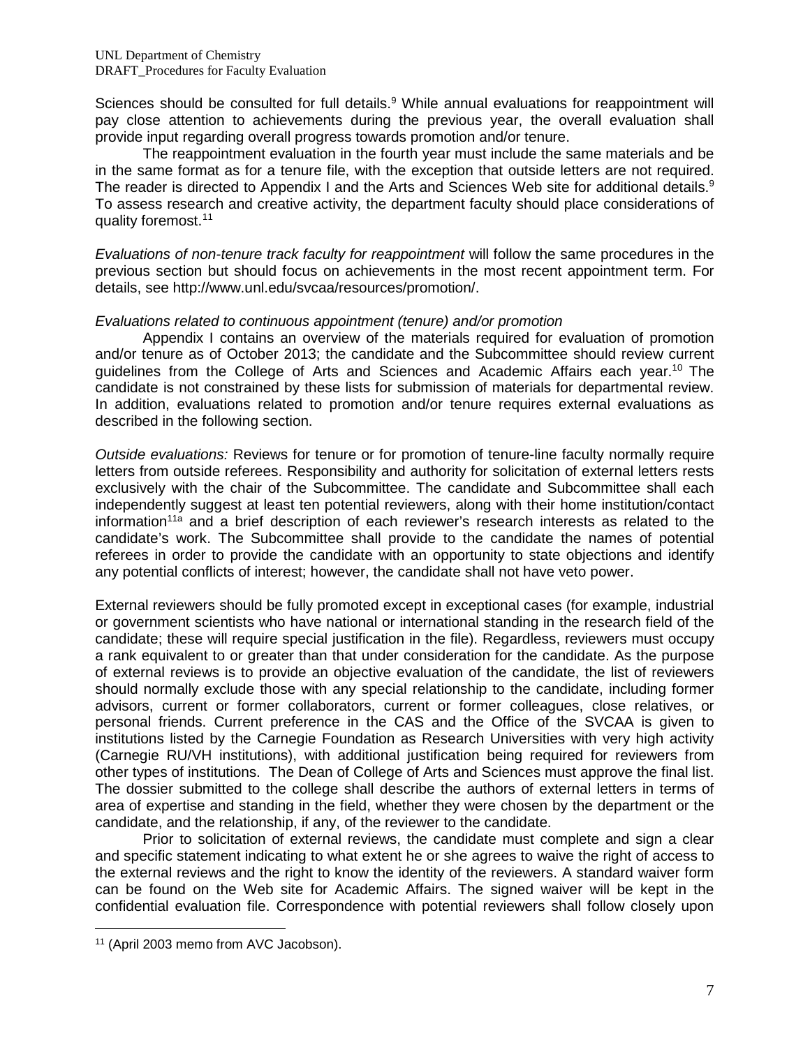Sciences should be consulted for full details.[9] While annual evaluations for reappointment will pay close attention to achievements during the previous year, the overall evaluation shall provide input regarding overall progress towards promotion and/or tenure.

The reappointment evaluation in the fourth year must include the same materials and be in the same format as for a tenure file, with the exception that outside letters are not required. The reader is directed to Appendix I and the Arts and Sciences Web site for additional details.[9] To assess research and creative activity, the department faculty should place considerations of quality foremost.[11]

*Evaluations of non-tenure track faculty for reappointment* will follow the same procedures in the previous section but should focus on achievements in the most recent appointment term. For details, see http://www.unl.edu/svcaa/resources/promotion/.

*Evaluations related to continuous appointment (tenure) and/or promotion*

Appendix I contains an overview of the materials required for evaluation of promotion and/or tenure as of October 2013; the candidate and the Subcommittee should review current guidelines from the College of Arts and Sciences and Academic Affairs each year.[10] The candidate is not constrained by these lists for submission of materials for departmental review. In addition, evaluations related to promotion and/or tenure requires external evaluations as described in the following section.

*Outside evaluations:* Reviews for tenure or for promotion of tenure-line faculty normally require letters from outside referees. Responsibility and authority for solicitation of external letters rests exclusively with the chair of the Subcommittee. The candidate and Subcommittee shall each independently suggest at least ten potential reviewers, along with their home institution/contact information[11a] and a brief description of each reviewer's research interests as related to the candidate's work. The Subcommittee shall provide to the candidate the names of potential referees in order to provide the candidate with an opportunity to state objections and identify any potential conflicts of interest; however, the candidate shall not have veto power.

External reviewers should be fully promoted except in exceptional cases (for example, industrial or government scientists who have national or international standing in the research field of the candidate; these will require special justification in the file). Regardless, reviewers must occupy a rank equivalent to or greater than that under consideration for the candidate. As the purpose of external reviews is to provide an objective evaluation of the candidate, the list of reviewers should normally exclude those with any special relationship to the candidate, including former advisors, current or former collaborators, current or former colleagues, close relatives, or personal friends. Current preference in the CAS and the Office of the SVCAA is given to institutions listed by the Carnegie Foundation as Research Universities with very high activity (Carnegie RU/VH institutions), with additional justification being required for reviewers from other types of institutions. The Dean of College of Arts and Sciences must approve the final list. The dossier submitted to the college shall describe the authors of external letters in terms of area of expertise and standing in the field, whether they were chosen by the department or the candidate, and the relationship, if any, of the reviewer to the candidate.

Prior to solicitation of external reviews, the candidate must complete and sign a clear and specific statement indicating to what extent he or she agrees to waive the right of access to the external reviews and the right to know the identity of the reviewers. A standard waiver form can be found on the Web site for Academic Affairs. The signed waiver will be kept in the confidential evaluation file. Correspondence with potential reviewers shall follow closely upon

---

[11] (April 2003 memo from AVC Jacobson).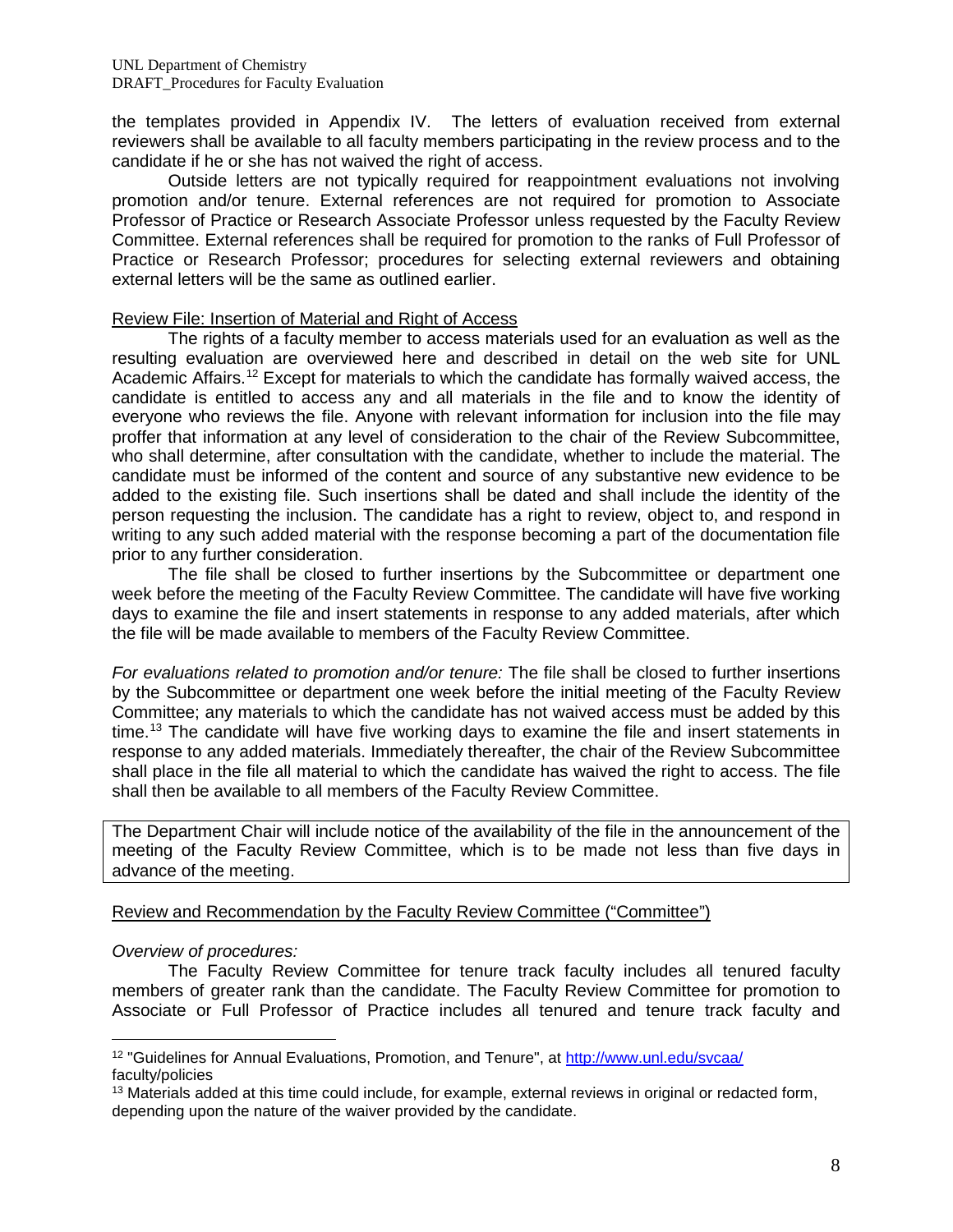the templates provided in Appendix IV. The letters of evaluation received from external reviewers shall be available to all faculty members participating in the review process and to the candidate if he or she has not waived the right of access.

Outside letters are not typically required for reappointment evaluations not involving promotion and/or tenure. External references are not required for promotion to Associate Professor of Practice or Research Associate Professor unless requested by the Faculty Review Committee. External references shall be required for promotion to the ranks of Full Professor of Practice or Research Professor; procedures for selecting external reviewers and obtaining external letters will be the same as outlined earlier.

Review File: Insertion of Material and Right of Access

The rights of a faculty member to access materials used for an evaluation as well as the resulting evaluation are overviewed here and described in detail on the web site for UNL Academic Affairs.[12] Except for materials to which the candidate has formally waived access, the candidate is entitled to access any and all materials in the file and to know the identity of everyone who reviews the file. Anyone with relevant information for inclusion into the file may proffer that information at any level of consideration to the chair of the Review Subcommittee, who shall determine, after consultation with the candidate, whether to include the material. The candidate must be informed of the content and source of any substantive new evidence to be added to the existing file. Such insertions shall be dated and shall include the identity of the person requesting the inclusion. The candidate has a right to review, object to, and respond in writing to any such added material with the response becoming a part of the documentation file prior to any further consideration.

The file shall be closed to further insertions by the Subcommittee or department one week before the meeting of the Faculty Review Committee. The candidate will have five working days to examine the file and insert statements in response to any added materials, after which the file will be made available to members of the Faculty Review Committee.

*For evaluations related to promotion and/or tenure:* The file shall be closed to further insertions by the Subcommittee or department one week before the initial meeting of the Faculty Review Committee; any materials to which the candidate has not waived access must be added by this time.[13] The candidate will have five working days to examine the file and insert statements in response to any added materials. Immediately thereafter, the chair of the Review Subcommittee shall place in the file all material to which the candidate has waived the right to access. The file shall then be available to all members of the Faculty Review Committee.

The Department Chair will include notice of the availability of the file in the announcement of the meeting of the Faculty Review Committee, which is to be made not less than five days in advance of the meeting.

Review and Recommendation by the Faculty Review Committee ("Committee")

*Overview of procedures:*

The Faculty Review Committee for tenure track faculty includes all tenured faculty members of greater rank than the candidate. The Faculty Review Committee for promotion to Associate or Full Professor of Practice includes all tenured and tenure track faculty and

---

[12] "Guidelines for Annual Evaluations, Promotion, and Tenure", at http://www.unl.edu/svcaa/faculty/policies

[13] Materials added at this time could include, for example, external reviews in original or redacted form, depending upon the nature of the waiver provided by the candidate.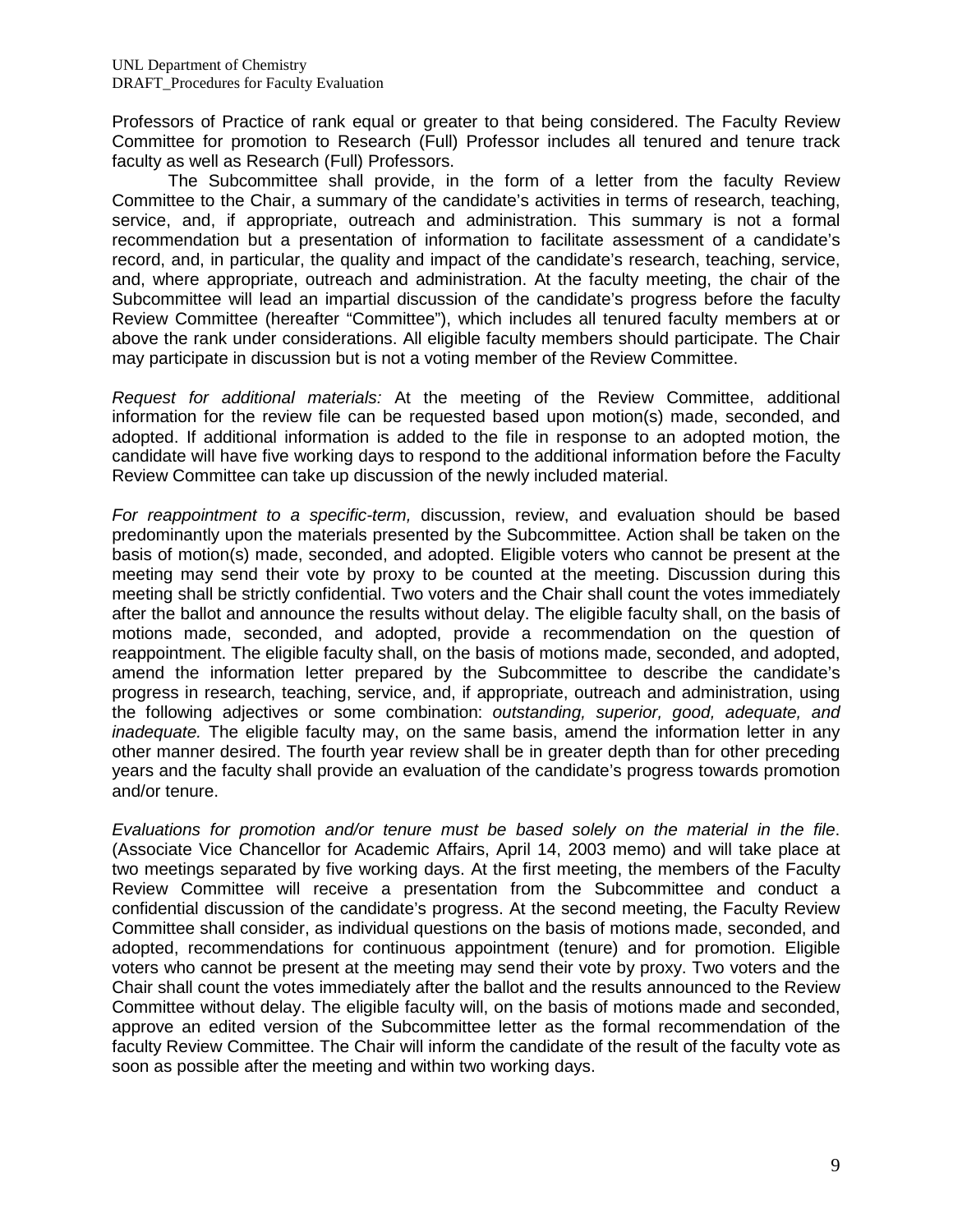Professors of Practice of rank equal or greater to that being considered. The Faculty Review Committee for promotion to Research (Full) Professor includes all tenured and tenure track faculty as well as Research (Full) Professors.

The Subcommittee shall provide, in the form of a letter from the faculty Review Committee to the Chair, a summary of the candidate's activities in terms of research, teaching, service, and, if appropriate, outreach and administration. This summary is not a formal recommendation but a presentation of information to facilitate assessment of a candidate's record, and, in particular, the quality and impact of the candidate's research, teaching, service, and, where appropriate, outreach and administration. At the faculty meeting, the chair of the Subcommittee will lead an impartial discussion of the candidate's progress before the faculty Review Committee (hereafter "Committee"), which includes all tenured faculty members at or above the rank under considerations. All eligible faculty members should participate. The Chair may participate in discussion but is not a voting member of the Review Committee.

*Request for additional materials:* At the meeting of the Review Committee, additional information for the review file can be requested based upon motion(s) made, seconded, and adopted. If additional information is added to the file in response to an adopted motion, the candidate will have five working days to respond to the additional information before the Faculty Review Committee can take up discussion of the newly included material.

*For reappointment to a specific-term,* discussion, review, and evaluation should be based predominantly upon the materials presented by the Subcommittee. Action shall be taken on the basis of motion(s) made, seconded, and adopted. Eligible voters who cannot be present at the meeting may send their vote by proxy to be counted at the meeting. Discussion during this meeting shall be strictly confidential. Two voters and the Chair shall count the votes immediately after the ballot and announce the results without delay. The eligible faculty shall, on the basis of motions made, seconded, and adopted, provide a recommendation on the question of reappointment. The eligible faculty shall, on the basis of motions made, seconded, and adopted, amend the information letter prepared by the Subcommittee to describe the candidate's progress in research, teaching, service, and, if appropriate, outreach and administration, using the following adjectives or some combination: *outstanding, superior, good, adequate, and inadequate.* The eligible faculty may, on the same basis, amend the information letter in any other manner desired. The fourth year review shall be in greater depth than for other preceding years and the faculty shall provide an evaluation of the candidate's progress towards promotion and/or tenure.

*Evaluations for promotion and/or tenure must be based solely on the material in the file*. (Associate Vice Chancellor for Academic Affairs, April 14, 2003 memo) and will take place at two meetings separated by five working days. At the first meeting, the members of the Faculty Review Committee will receive a presentation from the Subcommittee and conduct a confidential discussion of the candidate's progress. At the second meeting, the Faculty Review Committee shall consider, as individual questions on the basis of motions made, seconded, and adopted, recommendations for continuous appointment (tenure) and for promotion. Eligible voters who cannot be present at the meeting may send their vote by proxy. Two voters and the Chair shall count the votes immediately after the ballot and the results announced to the Review Committee without delay. The eligible faculty will, on the basis of motions made and seconded, approve an edited version of the Subcommittee letter as the formal recommendation of the faculty Review Committee. The Chair will inform the candidate of the result of the faculty vote as soon as possible after the meeting and within two working days.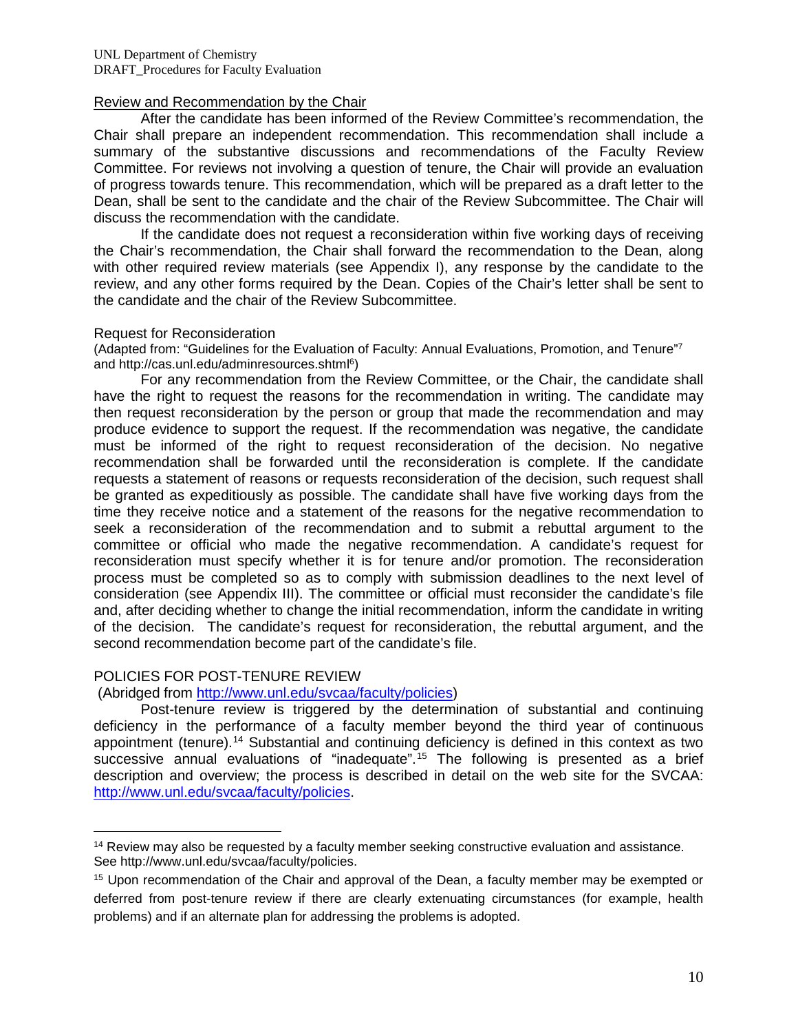### Review and Recommendation by the Chair

After the candidate has been informed of the Review Committee's recommendation, the Chair shall prepare an independent recommendation. This recommendation shall include a summary of the substantive discussions and recommendations of the Faculty Review Committee. For reviews not involving a question of tenure, the Chair will provide an evaluation of progress towards tenure. This recommendation, which will be prepared as a draft letter to the Dean, shall be sent to the candidate and the chair of the Review Subcommittee. The Chair will discuss the recommendation with the candidate.

If the candidate does not request a reconsideration within five working days of receiving the Chair's recommendation, the Chair shall forward the recommendation to the Dean, along with other required review materials (see Appendix I), any response by the candidate to the review, and any other forms required by the Dean. Copies of the Chair's letter shall be sent to the candidate and the chair of the Review Subcommittee.

### Request for Reconsideration

(Adapted from: "Guidelines for the Evaluation of Faculty: Annual Evaluations, Promotion, and Tenure"[7] and http://cas.unl.edu/adminresources.shtml[6])

For any recommendation from the Review Committee, or the Chair, the candidate shall have the right to request the reasons for the recommendation in writing. The candidate may then request reconsideration by the person or group that made the recommendation and may produce evidence to support the request. If the recommendation was negative, the candidate must be informed of the right to request reconsideration of the decision. No negative recommendation shall be forwarded until the reconsideration is complete. If the candidate requests a statement of reasons or requests reconsideration of the decision, such request shall be granted as expeditiously as possible. The candidate shall have five working days from the time they receive notice and a statement of the reasons for the negative recommendation to seek a reconsideration of the recommendation and to submit a rebuttal argument to the committee or official who made the negative recommendation. A candidate's request for reconsideration must specify whether it is for tenure and/or promotion. The reconsideration process must be completed so as to comply with submission deadlines to the next level of consideration (see Appendix III). The committee or official must reconsider the candidate's file and, after deciding whether to change the initial recommendation, inform the candidate in writing of the decision. The candidate's request for reconsideration, the rebuttal argument, and the second recommendation become part of the candidate's file.

## POLICIES FOR POST-TENURE REVIEW

(Abridged from [http://www.unl.edu/svcaa/faculty/policies](http://www.unl.edu/svcaa/faculty/policies))

Post-tenure review is triggered by the determination of substantial and continuing deficiency in the performance of a faculty member beyond the third year of continuous appointment (tenure).[14] Substantial and continuing deficiency is defined in this context as two successive annual evaluations of "inadequate".[15] The following is presented as a brief description and overview; the process is described in detail on the web site for the SVCAA: [http://www.unl.edu/svcaa/faculty/policies](http://www.unl.edu/svcaa/faculty/policies).

[14] Review may also be requested by a faculty member seeking constructive evaluation and assistance. See http://www.unl.edu/svcaa/faculty/policies.

[15] Upon recommendation of the Chair and approval of the Dean, a faculty member may be exempted or deferred from post-tenure review if there are clearly extenuating circumstances (for example, health problems) and if an alternate plan for addressing the problems is adopted.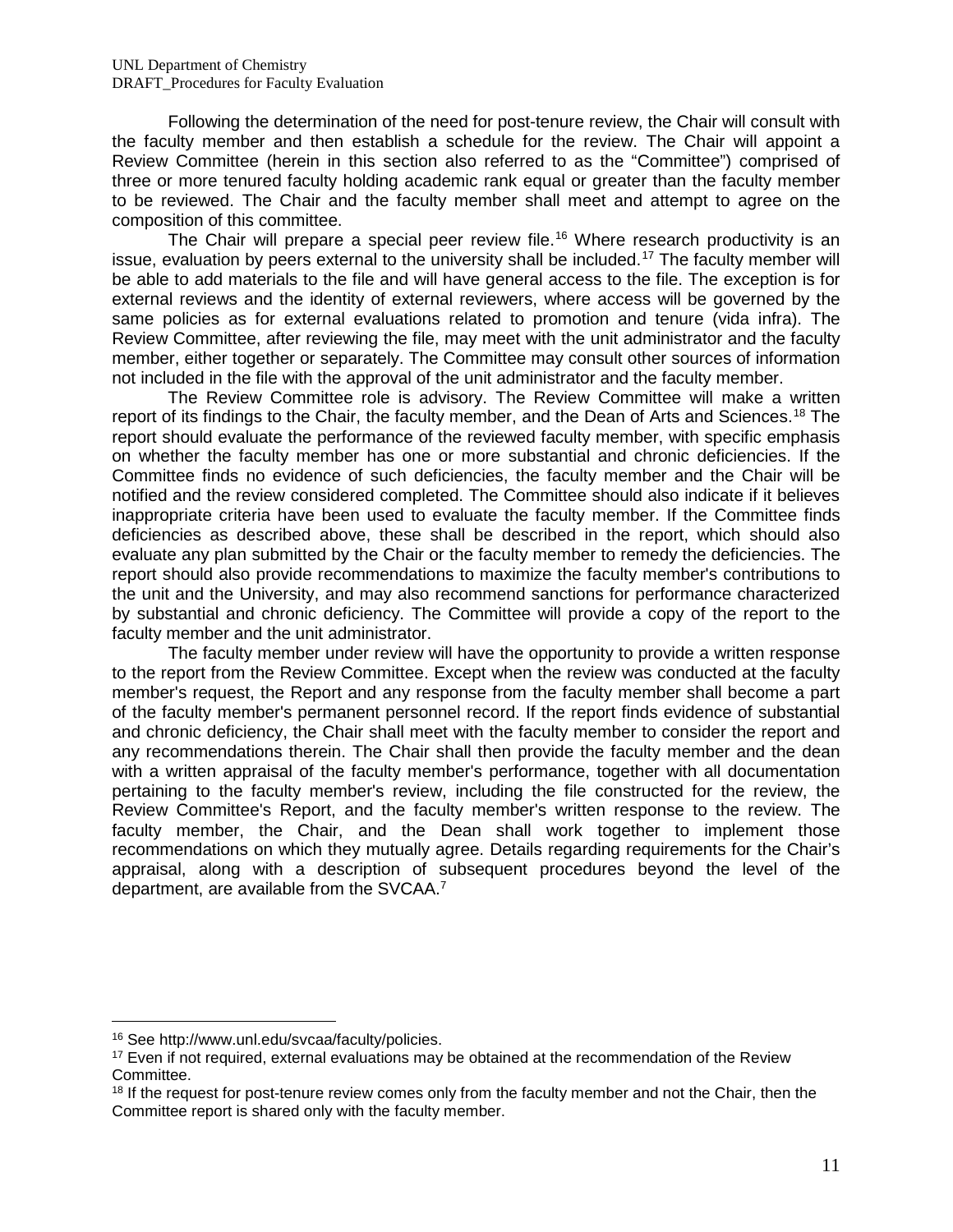Following the determination of the need for post-tenure review, the Chair will consult with the faculty member and then establish a schedule for the review. The Chair will appoint a Review Committee (herein in this section also referred to as the "Committee") comprised of three or more tenured faculty holding academic rank equal or greater than the faculty member to be reviewed. The Chair and the faculty member shall meet and attempt to agree on the composition of this committee.

The Chair will prepare a special peer review file.[16] Where research productivity is an issue, evaluation by peers external to the university shall be included.[17] The faculty member will be able to add materials to the file and will have general access to the file. The exception is for external reviews and the identity of external reviewers, where access will be governed by the same policies as for external evaluations related to promotion and tenure (vida infra). The Review Committee, after reviewing the file, may meet with the unit administrator and the faculty member, either together or separately. The Committee may consult other sources of information not included in the file with the approval of the unit administrator and the faculty member.

The Review Committee role is advisory. The Review Committee will make a written report of its findings to the Chair, the faculty member, and the Dean of Arts and Sciences.[18] The report should evaluate the performance of the reviewed faculty member, with specific emphasis on whether the faculty member has one or more substantial and chronic deficiencies. If the Committee finds no evidence of such deficiencies, the faculty member and the Chair will be notified and the review considered completed. The Committee should also indicate if it believes inappropriate criteria have been used to evaluate the faculty member. If the Committee finds deficiencies as described above, these shall be described in the report, which should also evaluate any plan submitted by the Chair or the faculty member to remedy the deficiencies. The report should also provide recommendations to maximize the faculty member's contributions to the unit and the University, and may also recommend sanctions for performance characterized by substantial and chronic deficiency. The Committee will provide a copy of the report to the faculty member and the unit administrator.

The faculty member under review will have the opportunity to provide a written response to the report from the Review Committee. Except when the review was conducted at the faculty member's request, the Report and any response from the faculty member shall become a part of the faculty member's permanent personnel record. If the report finds evidence of substantial and chronic deficiency, the Chair shall meet with the faculty member to consider the report and any recommendations therein. The Chair shall then provide the faculty member and the dean with a written appraisal of the faculty member's performance, together with all documentation pertaining to the faculty member's review, including the file constructed for the review, the Review Committee's Report, and the faculty member's written response to the review. The faculty member, the Chair, and the Dean shall work together to implement those recommendations on which they mutually agree. Details regarding requirements for the Chair's appraisal, along with a description of subsequent procedures beyond the level of the department, are available from the SVCAA.[7]

---

[16] See http://www.unl.edu/svcaa/faculty/policies.

[17] Even if not required, external evaluations may be obtained at the recommendation of the Review Committee.

[18] If the request for post-tenure review comes only from the faculty member and not the Chair, then the Committee report is shared only with the faculty member.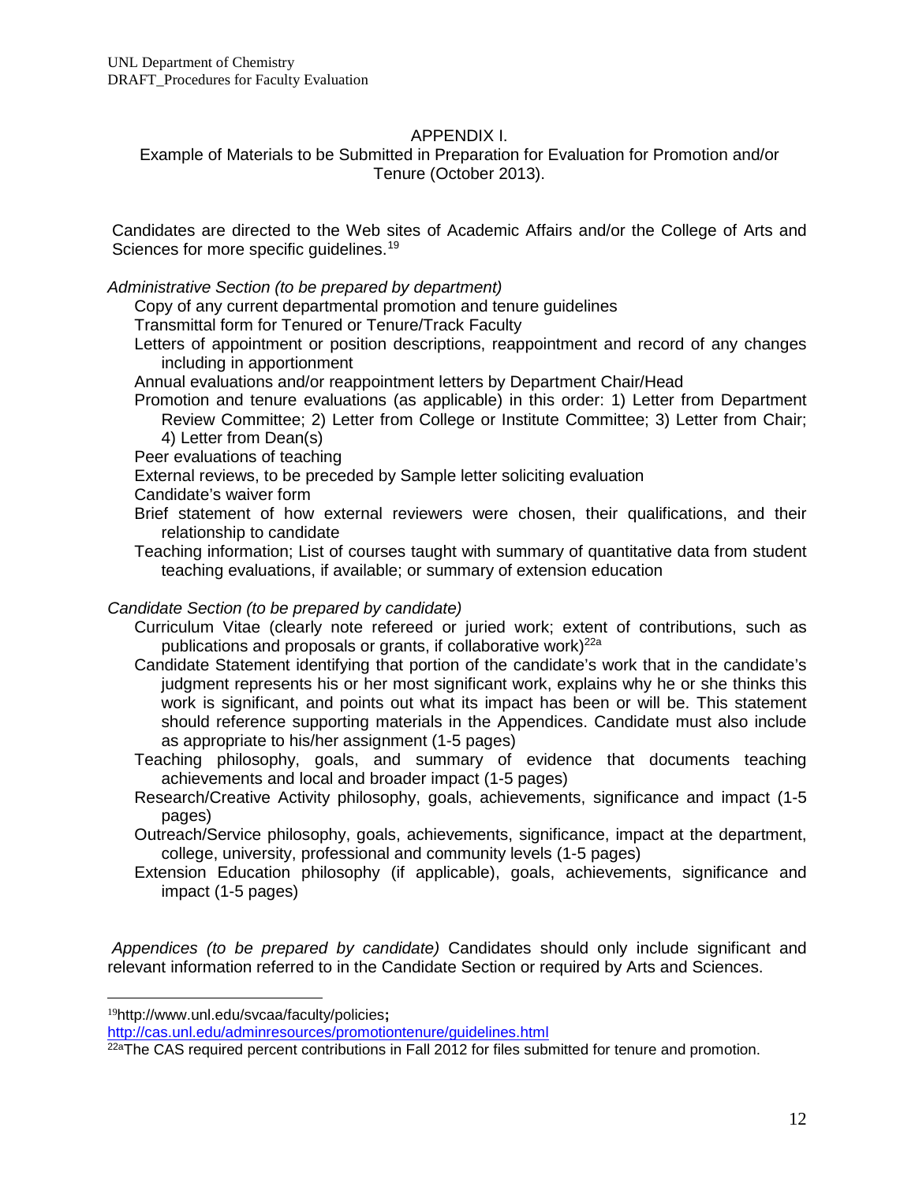## APPENDIX I.

Example of Materials to be Submitted in Preparation for Evaluation for Promotion and/or Tenure (October 2013).

Candidates are directed to the Web sites of Academic Affairs and/or the College of Arts and Sciences for more specific guidelines.[19]

*Administrative Section (to be prepared by department)*

- Copy of any current departmental promotion and tenure guidelines
- Transmittal form for Tenured or Tenure/Track Faculty
- Letters of appointment or position descriptions, reappointment and record of any changes including in apportionment
- Annual evaluations and/or reappointment letters by Department Chair/Head
- Promotion and tenure evaluations (as applicable) in this order: 1) Letter from Department Review Committee; 2) Letter from College or Institute Committee; 3) Letter from Chair; 4) Letter from Dean(s)
- Peer evaluations of teaching
- External reviews, to be preceded by Sample letter soliciting evaluation
- Candidate's waiver form
- Brief statement of how external reviewers were chosen, their qualifications, and their relationship to candidate
- Teaching information; List of courses taught with summary of quantitative data from student teaching evaluations, if available; or summary of extension education

*Candidate Section (to be prepared by candidate)*

- Curriculum Vitae (clearly note refereed or juried work; extent of contributions, such as publications and proposals or grants, if collaborative work)[22a]
- Candidate Statement identifying that portion of the candidate's work that in the candidate's judgment represents his or her most significant work, explains why he or she thinks this work is significant, and points out what its impact has been or will be. This statement should reference supporting materials in the Appendices. Candidate must also include as appropriate to his/her assignment (1-5 pages)
- Teaching philosophy, goals, and summary of evidence that documents teaching achievements and local and broader impact (1-5 pages)
- Research/Creative Activity philosophy, goals, achievements, significance and impact (1-5 pages)
- Outreach/Service philosophy, goals, achievements, significance, impact at the department, college, university, professional and community levels (1-5 pages)
- Extension Education philosophy (if applicable), goals, achievements, significance and impact (1-5 pages)

*Appendices (to be prepared by candidate)* Candidates should only include significant and relevant information referred to in the Candidate Section or required by Arts and Sciences.

---

[19] http://www.unl.edu/svcaa/faculty/policies; http://cas.unl.edu/adminresources/promotiontenure/guidelines.html

[22a] The CAS required percent contributions in Fall 2012 for files submitted for tenure and promotion.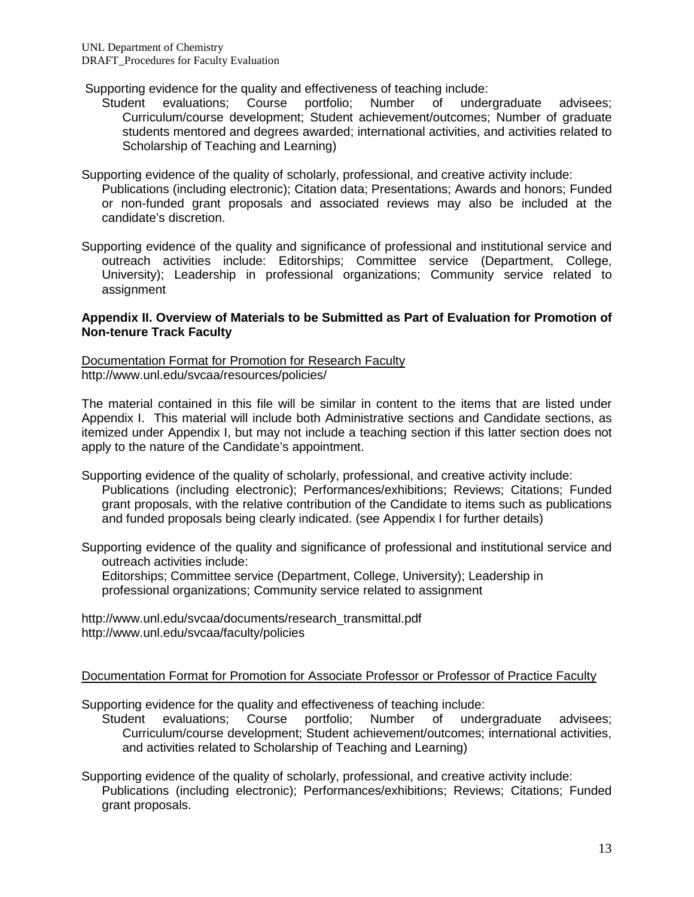Supporting evidence for the quality and effectiveness of teaching include:

Student evaluations; Course portfolio; Number of undergraduate advisees; Curriculum/course development; Student achievement/outcomes; Number of graduate students mentored and degrees awarded; international activities, and activities related to Scholarship of Teaching and Learning)

Supporting evidence of the quality of scholarly, professional, and creative activity include:

Publications (including electronic); Citation data; Presentations; Awards and honors; Funded or non-funded grant proposals and associated reviews may also be included at the candidate's discretion.

Supporting evidence of the quality and significance of professional and institutional service and outreach activities include: Editorships; Committee service (Department, College, University); Leadership in professional organizations; Community service related to assignment

**Appendix II. Overview of Materials to be Submitted as Part of Evaluation for Promotion of Non-tenure Track Faculty**

Documentation Format for Promotion for Research Faculty
http://www.unl.edu/svcaa/resources/policies/

The material contained in this file will be similar in content to the items that are listed under Appendix I. This material will include both Administrative sections and Candidate sections, as itemized under Appendix I, but may not include a teaching section if this latter section does not apply to the nature of the Candidate's appointment.

Supporting evidence of the quality of scholarly, professional, and creative activity include:

Publications (including electronic); Performances/exhibitions; Reviews; Citations; Funded grant proposals, with the relative contribution of the Candidate to items such as publications and funded proposals being clearly indicated. (see Appendix I for further details)

Supporting evidence of the quality and significance of professional and institutional service and outreach activities include:

Editorships; Committee service (Department, College, University); Leadership in professional organizations; Community service related to assignment

http://www.unl.edu/svcaa/documents/research_transmittal.pdf
http://www.unl.edu/svcaa/faculty/policies

Documentation Format for Promotion for Associate Professor or Professor of Practice Faculty

Supporting evidence for the quality and effectiveness of teaching include:

Student evaluations; Course portfolio; Number of undergraduate advisees; Curriculum/course development; Student achievement/outcomes; international activities, and activities related to Scholarship of Teaching and Learning)

Supporting evidence of the quality of scholarly, professional, and creative activity include:

Publications (including electronic); Performances/exhibitions; Reviews; Citations; Funded grant proposals.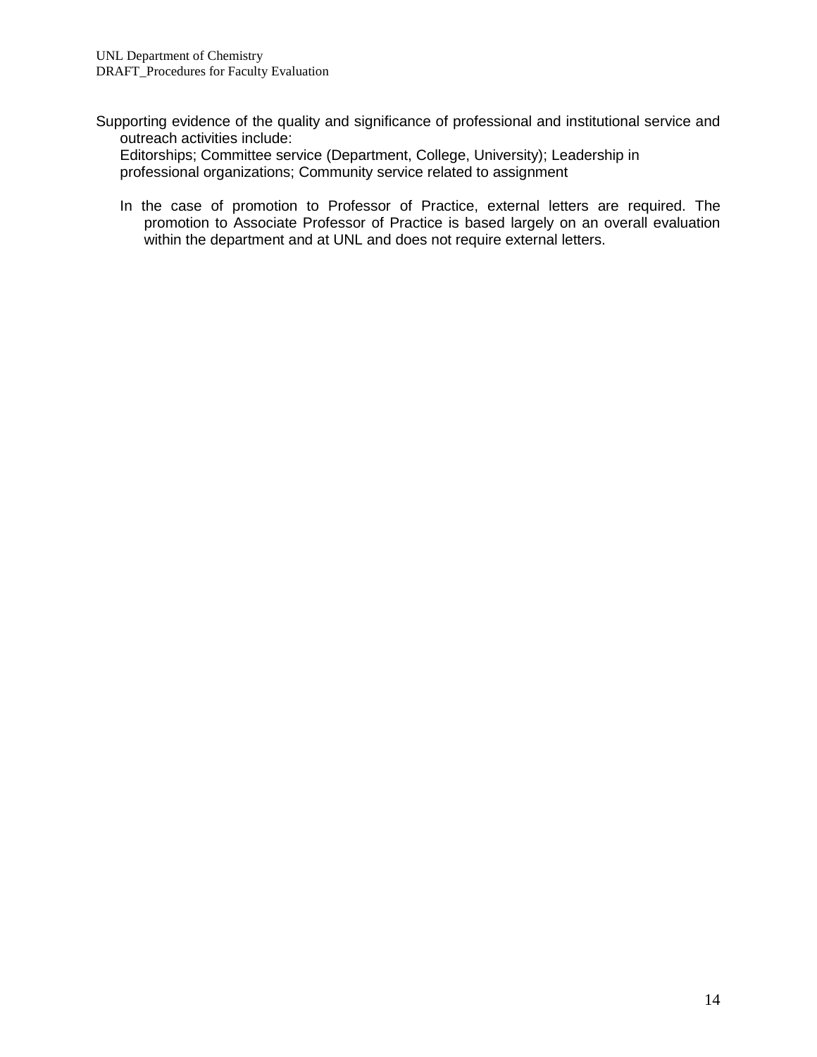Supporting evidence of the quality and significance of professional and institutional service and outreach activities include:

Editorships; Committee service (Department, College, University); Leadership in professional organizations; Community service related to assignment

In the case of promotion to Professor of Practice, external letters are required. The promotion to Associate Professor of Practice is based largely on an overall evaluation within the department and at UNL and does not require external letters.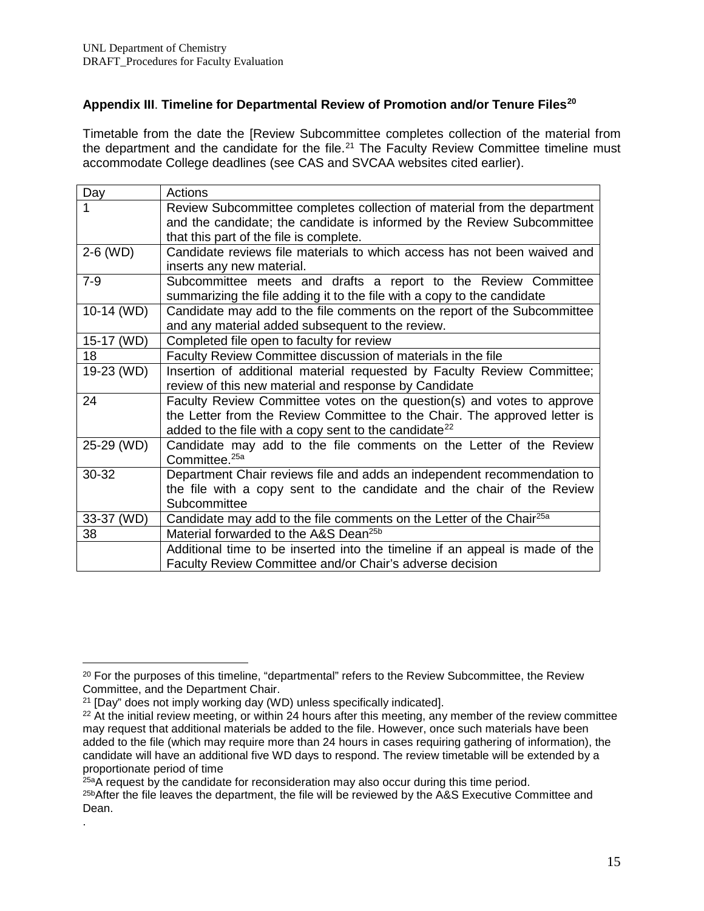**Appendix III**. **Timeline for Departmental Review of Promotion and/or Tenure Files**[20]

Timetable from the date the [Review Subcommittee completes collection of the material from the department and the candidate for the file.[21] The Faculty Review Committee timeline must accommodate College deadlines (see CAS and SVCAA websites cited earlier).

| Day | Actions |
|---|---|
| 1 | Review Subcommittee completes collection of material from the department and the candidate; the candidate is informed by the Review Subcommittee that this part of the file is complete. |
| 2-6 (WD) | Candidate reviews file materials to which access has not been waived and inserts any new material. |
| 7-9 | Subcommittee meets and drafts a report to the Review Committee summarizing the file adding it to the file with a copy to the candidate |
| 10-14 (WD) | Candidate may add to the file comments on the report of the Subcommittee and any material added subsequent to the review. |
| 15-17 (WD) | Completed file open to faculty for review |
| 18 | Faculty Review Committee discussion of materials in the file |
| 19-23 (WD) | Insertion of additional material requested by Faculty Review Committee; review of this new material and response by Candidate |
| 24 | Faculty Review Committee votes on the question(s) and votes to approve the Letter from the Review Committee to the Chair. The approved letter is added to the file with a copy sent to the candidate[22] |
| 25-29 (WD) | Candidate may add to the file comments on the Letter of the Review Committee.[25a] |
| 30-32 | Department Chair reviews file and adds an independent recommendation to the file with a copy sent to the candidate and the chair of the Review Subcommittee |
| 33-37 (WD) | Candidate may add to the file comments on the Letter of the Chair[25a] |
| 38 | Material forwarded to the A&S Dean[25b] |
| | Additional time to be inserted into the timeline if an appeal is made of the Faculty Review Committee and/or Chair's adverse decision |

[20] For the purposes of this timeline, "departmental" refers to the Review Subcommittee, the Review Committee, and the Department Chair.

[21] [Day" does not imply working day (WD) unless specifically indicated].

[22] At the initial review meeting, or within 24 hours after this meeting, any member of the review committee may request that additional materials be added to the file. However, once such materials have been added to the file (which may require more than 24 hours in cases requiring gathering of information), the candidate will have an additional five WD days to respond. The review timetable will be extended by a proportionate period of time

[25a] A request by the candidate for reconsideration may also occur during this time period.

[25b] After the file leaves the department, the file will be reviewed by the A&S Executive Committee and Dean.

.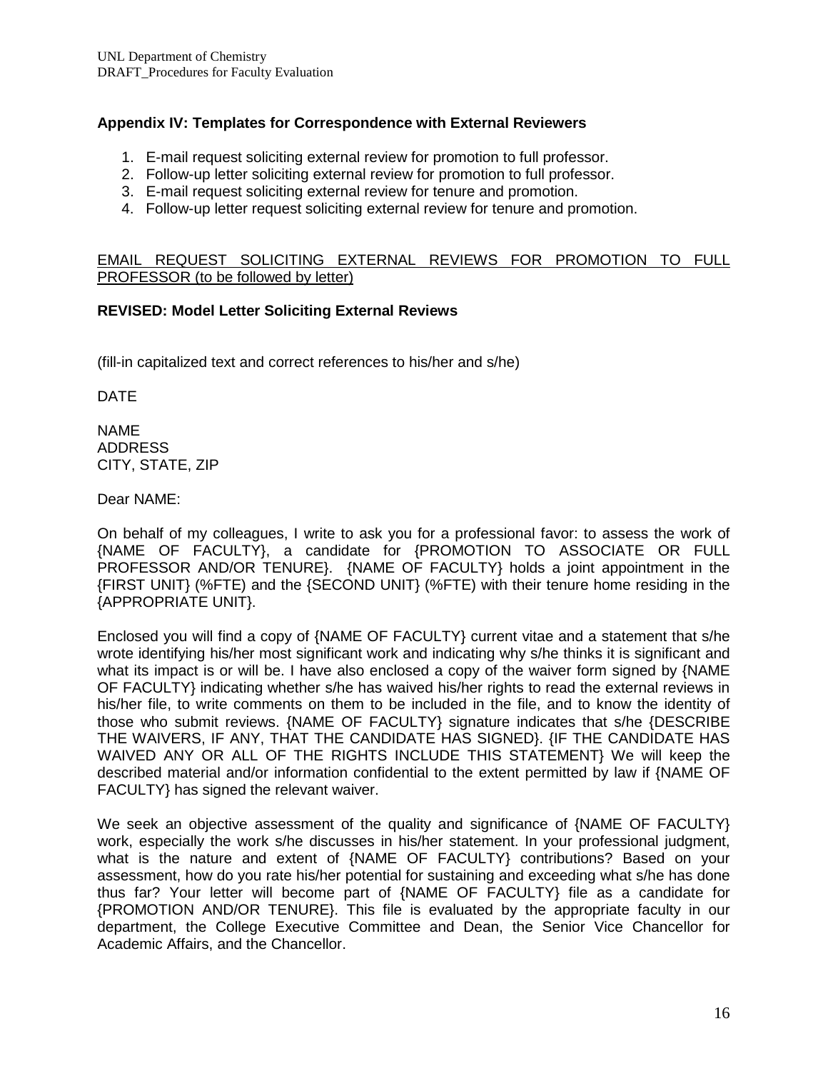## Appendix IV: Templates for Correspondence with External Reviewers

1. E-mail request soliciting external review for promotion to full professor.
2. Follow-up letter soliciting external review for promotion to full professor.
3. E-mail request soliciting external review for tenure and promotion.
4. Follow-up letter request soliciting external review for tenure and promotion.

<u>EMAIL REQUEST SOLICITING EXTERNAL REVIEWS FOR PROMOTION TO FULL PROFESSOR (to be followed by letter)</u>

**REVISED: Model Letter Soliciting External Reviews**

(fill-in capitalized text and correct references to his/her and s/he)

DATE

NAME
ADDRESS
CITY, STATE, ZIP

Dear NAME:

On behalf of my colleagues, I write to ask you for a professional favor: to assess the work of {NAME OF FACULTY}, a candidate for {PROMOTION TO ASSOCIATE OR FULL PROFESSOR AND/OR TENURE}. {NAME OF FACULTY} holds a joint appointment in the {FIRST UNIT} (%FTE) and the {SECOND UNIT} (%FTE) with their tenure home residing in the {APPROPRIATE UNIT}.

Enclosed you will find a copy of {NAME OF FACULTY} current vitae and a statement that s/he wrote identifying his/her most significant work and indicating why s/he thinks it is significant and what its impact is or will be. I have also enclosed a copy of the waiver form signed by {NAME OF FACULTY} indicating whether s/he has waived his/her rights to read the external reviews in his/her file, to write comments on them to be included in the file, and to know the identity of those who submit reviews. {NAME OF FACULTY} signature indicates that s/he {DESCRIBE THE WAIVERS, IF ANY, THAT THE CANDIDATE HAS SIGNED}. {IF THE CANDIDATE HAS WAIVED ANY OR ALL OF THE RIGHTS INCLUDE THIS STATEMENT} We will keep the described material and/or information confidential to the extent permitted by law if {NAME OF FACULTY} has signed the relevant waiver.

We seek an objective assessment of the quality and significance of {NAME OF FACULTY} work, especially the work s/he discusses in his/her statement. In your professional judgment, what is the nature and extent of {NAME OF FACULTY} contributions? Based on your assessment, how do you rate his/her potential for sustaining and exceeding what s/he has done thus far? Your letter will become part of {NAME OF FACULTY} file as a candidate for {PROMOTION AND/OR TENURE}. This file is evaluated by the appropriate faculty in our department, the College Executive Committee and Dean, the Senior Vice Chancellor for Academic Affairs, and the Chancellor.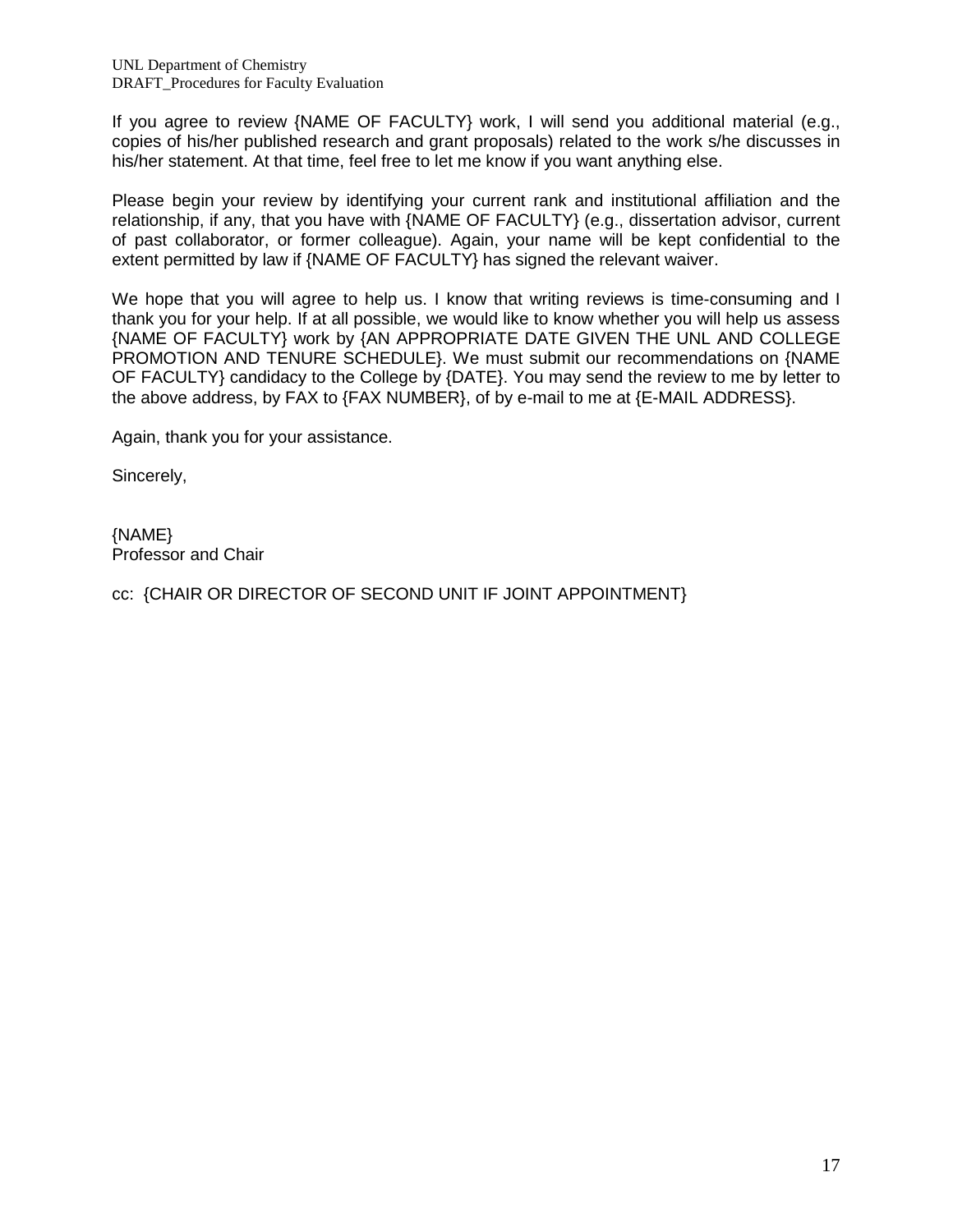If you agree to review {NAME OF FACULTY} work, I will send you additional material (e.g., copies of his/her published research and grant proposals) related to the work s/he discusses in his/her statement. At that time, feel free to let me know if you want anything else.

Please begin your review by identifying your current rank and institutional affiliation and the relationship, if any, that you have with {NAME OF FACULTY} (e.g., dissertation advisor, current of past collaborator, or former colleague). Again, your name will be kept confidential to the extent permitted by law if {NAME OF FACULTY} has signed the relevant waiver.

We hope that you will agree to help us. I know that writing reviews is time-consuming and I thank you for your help. If at all possible, we would like to know whether you will help us assess {NAME OF FACULTY} work by {AN APPROPRIATE DATE GIVEN THE UNL AND COLLEGE PROMOTION AND TENURE SCHEDULE}. We must submit our recommendations on {NAME OF FACULTY} candidacy to the College by {DATE}. You may send the review to me by letter to the above address, by FAX to {FAX NUMBER}, of by e-mail to me at {E-MAIL ADDRESS}.

Again, thank you for your assistance.

Sincerely,

{NAME}
Professor and Chair

cc: {CHAIR OR DIRECTOR OF SECOND UNIT IF JOINT APPOINTMENT}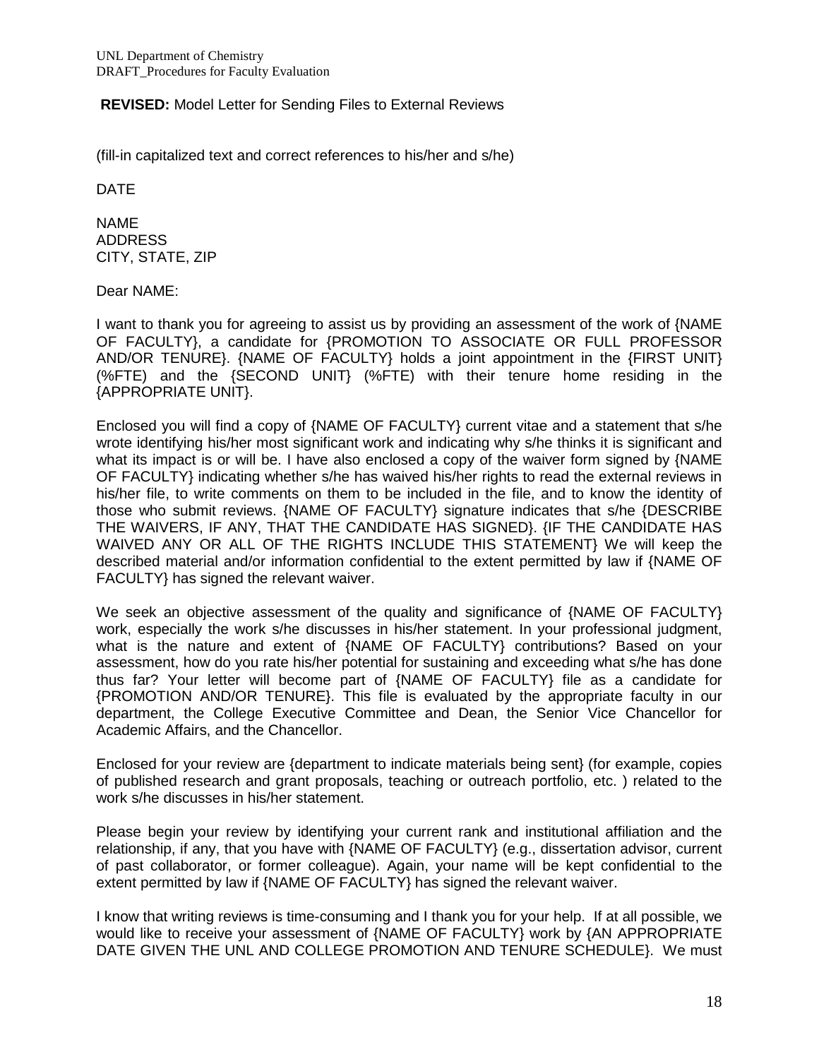**REVISED:** Model Letter for Sending Files to External Reviews

(fill-in capitalized text and correct references to his/her and s/he)

DATE

NAME
ADDRESS
CITY, STATE, ZIP

Dear NAME:

I want to thank you for agreeing to assist us by providing an assessment of the work of {NAME OF FACULTY}, a candidate for {PROMOTION TO ASSOCIATE OR FULL PROFESSOR AND/OR TENURE}. {NAME OF FACULTY} holds a joint appointment in the {FIRST UNIT} (%FTE) and the {SECOND UNIT} (%FTE) with their tenure home residing in the {APPROPRIATE UNIT}.

Enclosed you will find a copy of {NAME OF FACULTY} current vitae and a statement that s/he wrote identifying his/her most significant work and indicating why s/he thinks it is significant and what its impact is or will be. I have also enclosed a copy of the waiver form signed by {NAME OF FACULTY} indicating whether s/he has waived his/her rights to read the external reviews in his/her file, to write comments on them to be included in the file, and to know the identity of those who submit reviews. {NAME OF FACULTY} signature indicates that s/he {DESCRIBE THE WAIVERS, IF ANY, THAT THE CANDIDATE HAS SIGNED}. {IF THE CANDIDATE HAS WAIVED ANY OR ALL OF THE RIGHTS INCLUDE THIS STATEMENT} We will keep the described material and/or information confidential to the extent permitted by law if {NAME OF FACULTY} has signed the relevant waiver.

We seek an objective assessment of the quality and significance of {NAME OF FACULTY} work, especially the work s/he discusses in his/her statement. In your professional judgment, what is the nature and extent of {NAME OF FACULTY} contributions? Based on your assessment, how do you rate his/her potential for sustaining and exceeding what s/he has done thus far? Your letter will become part of {NAME OF FACULTY} file as a candidate for {PROMOTION AND/OR TENURE}. This file is evaluated by the appropriate faculty in our department, the College Executive Committee and Dean, the Senior Vice Chancellor for Academic Affairs, and the Chancellor.

Enclosed for your review are {department to indicate materials being sent} (for example, copies of published research and grant proposals, teaching or outreach portfolio, etc. ) related to the work s/he discusses in his/her statement.

Please begin your review by identifying your current rank and institutional affiliation and the relationship, if any, that you have with {NAME OF FACULTY} (e.g., dissertation advisor, current of past collaborator, or former colleague). Again, your name will be kept confidential to the extent permitted by law if {NAME OF FACULTY} has signed the relevant waiver.

I know that writing reviews is time-consuming and I thank you for your help. If at all possible, we would like to receive your assessment of {NAME OF FACULTY} work by {AN APPROPRIATE DATE GIVEN THE UNL AND COLLEGE PROMOTION AND TENURE SCHEDULE}. We must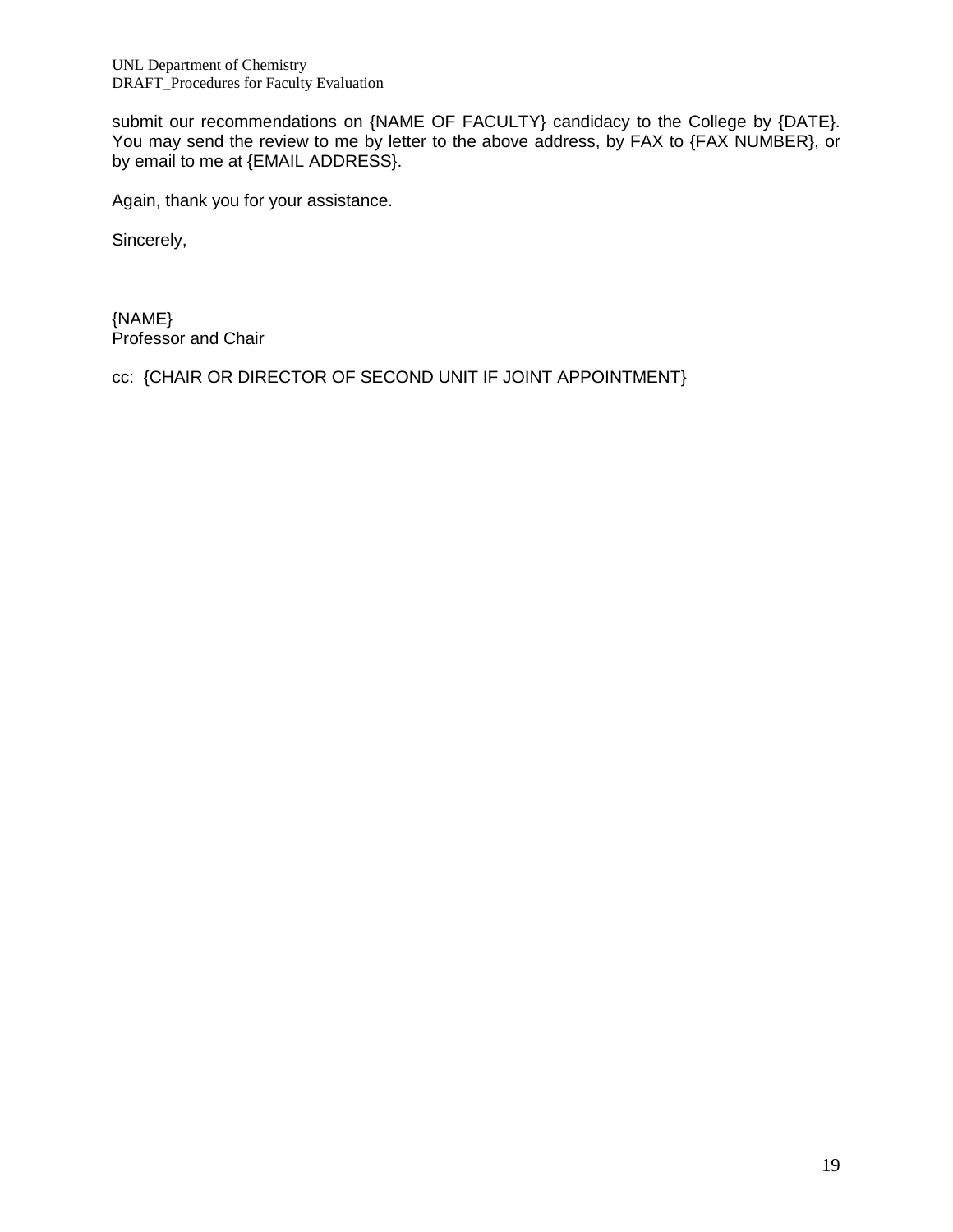submit our recommendations on {NAME OF FACULTY} candidacy to the College by {DATE}. You may send the review to me by letter to the above address, by FAX to {FAX NUMBER}, or by email to me at {EMAIL ADDRESS}.

Again, thank you for your assistance.

Sincerely,

{NAME}
Professor and Chair

cc: {CHAIR OR DIRECTOR OF SECOND UNIT IF JOINT APPOINTMENT}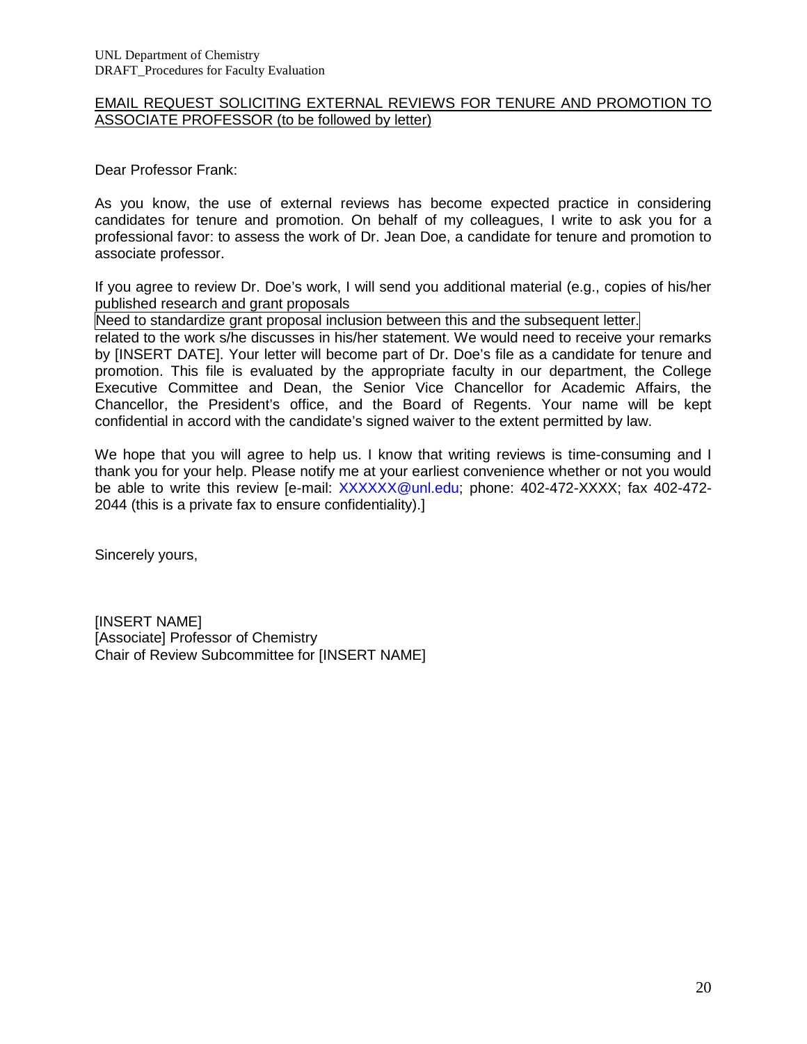## EMAIL REQUEST SOLICITING EXTERNAL REVIEWS FOR TENURE AND PROMOTION TO ASSOCIATE PROFESSOR (to be followed by letter)

Dear Professor Frank:

As you know, the use of external reviews has become expected practice in considering candidates for tenure and promotion. On behalf of my colleagues, I write to ask you for a professional favor: to assess the work of Dr. Jean Doe, a candidate for tenure and promotion to associate professor.

If you agree to review Dr. Doe's work, I will send you additional material (e.g., copies of his/her published research and grant proposals

Need to standardize grant proposal inclusion between this and the subsequent letter.

related to the work s/he discusses in his/her statement. We would need to receive your remarks by [INSERT DATE]. Your letter will become part of Dr. Doe's file as a candidate for tenure and promotion. This file is evaluated by the appropriate faculty in our department, the College Executive Committee and Dean, the Senior Vice Chancellor for Academic Affairs, the Chancellor, the President's office, and the Board of Regents. Your name will be kept confidential in accord with the candidate's signed waiver to the extent permitted by law.

We hope that you will agree to help us. I know that writing reviews is time-consuming and I thank you for your help. Please notify me at your earliest convenience whether or not you would be able to write this review [e-mail: XXXXXX@unl.edu; phone: 402-472-XXXX; fax 402-472-2044 (this is a private fax to ensure confidentiality).]

Sincerely yours,

[INSERT NAME]
[Associate] Professor of Chemistry
Chair of Review Subcommittee for [INSERT NAME]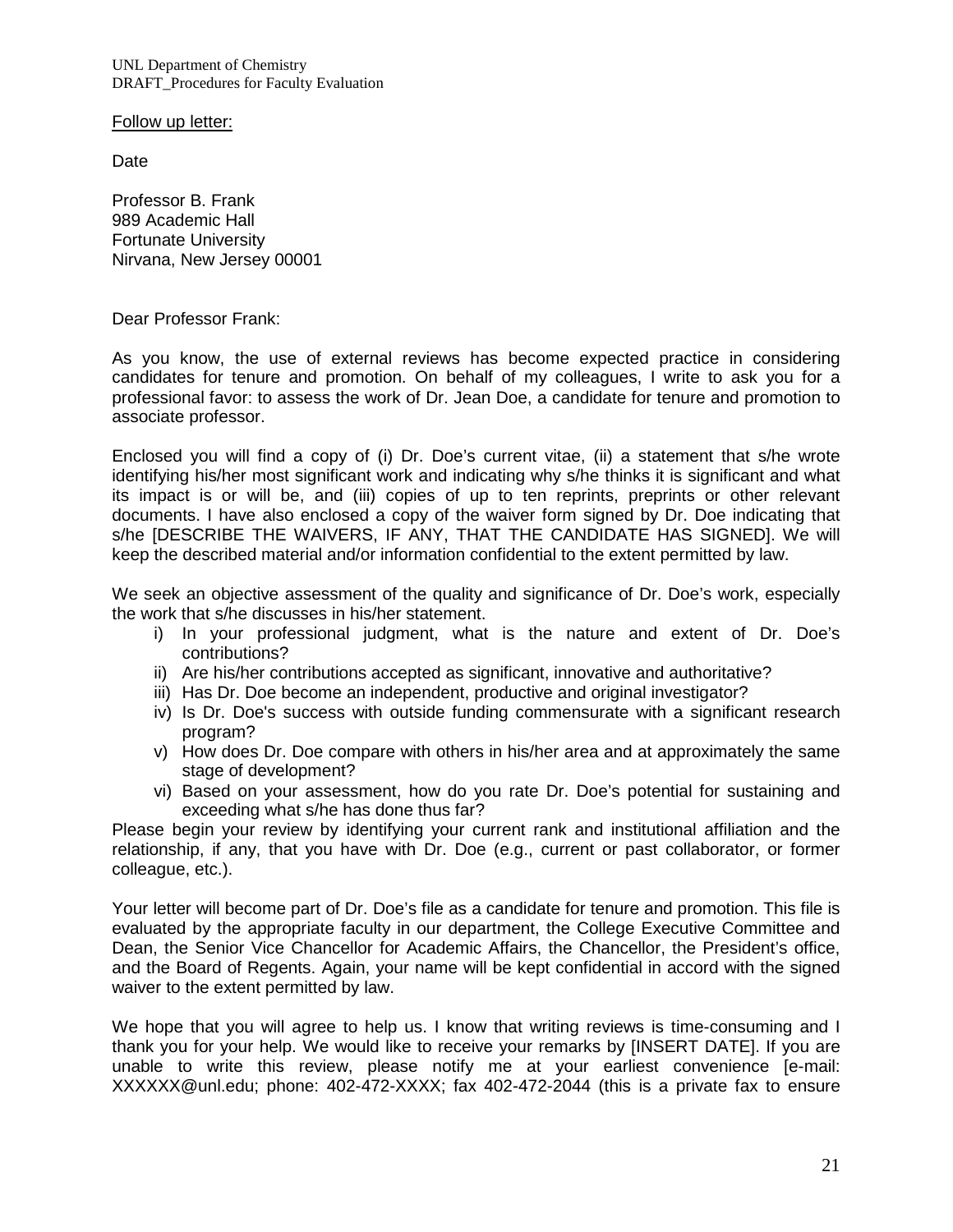Follow up letter:

Date

Professor B. Frank
989 Academic Hall
Fortunate University
Nirvana, New Jersey 00001

Dear Professor Frank:

As you know, the use of external reviews has become expected practice in considering candidates for tenure and promotion. On behalf of my colleagues, I write to ask you for a professional favor: to assess the work of Dr. Jean Doe, a candidate for tenure and promotion to associate professor.

Enclosed you will find a copy of (i) Dr. Doe's current vitae, (ii) a statement that s/he wrote identifying his/her most significant work and indicating why s/he thinks it is significant and what its impact is or will be, and (iii) copies of up to ten reprints, preprints or other relevant documents. I have also enclosed a copy of the waiver form signed by Dr. Doe indicating that s/he [DESCRIBE THE WAIVERS, IF ANY, THAT THE CANDIDATE HAS SIGNED]. We will keep the described material and/or information confidential to the extent permitted by law.

We seek an objective assessment of the quality and significance of Dr. Doe's work, especially the work that s/he discusses in his/her statement.

i) In your professional judgment, what is the nature and extent of Dr. Doe's contributions?
ii) Are his/her contributions accepted as significant, innovative and authoritative?
iii) Has Dr. Doe become an independent, productive and original investigator?
iv) Is Dr. Doe's success with outside funding commensurate with a significant research program?
v) How does Dr. Doe compare with others in his/her area and at approximately the same stage of development?
vi) Based on your assessment, how do you rate Dr. Doe's potential for sustaining and exceeding what s/he has done thus far?

Please begin your review by identifying your current rank and institutional affiliation and the relationship, if any, that you have with Dr. Doe (e.g., current or past collaborator, or former colleague, etc.).

Your letter will become part of Dr. Doe's file as a candidate for tenure and promotion. This file is evaluated by the appropriate faculty in our department, the College Executive Committee and Dean, the Senior Vice Chancellor for Academic Affairs, the Chancellor, the President's office, and the Board of Regents. Again, your name will be kept confidential in accord with the signed waiver to the extent permitted by law.

We hope that you will agree to help us. I know that writing reviews is time-consuming and I thank you for your help. We would like to receive your remarks by [INSERT DATE]. If you are unable to write this review, please notify me at your earliest convenience [e-mail: XXXXXX@unl.edu; phone: 402-472-XXXX; fax 402-472-2044 (this is a private fax to ensure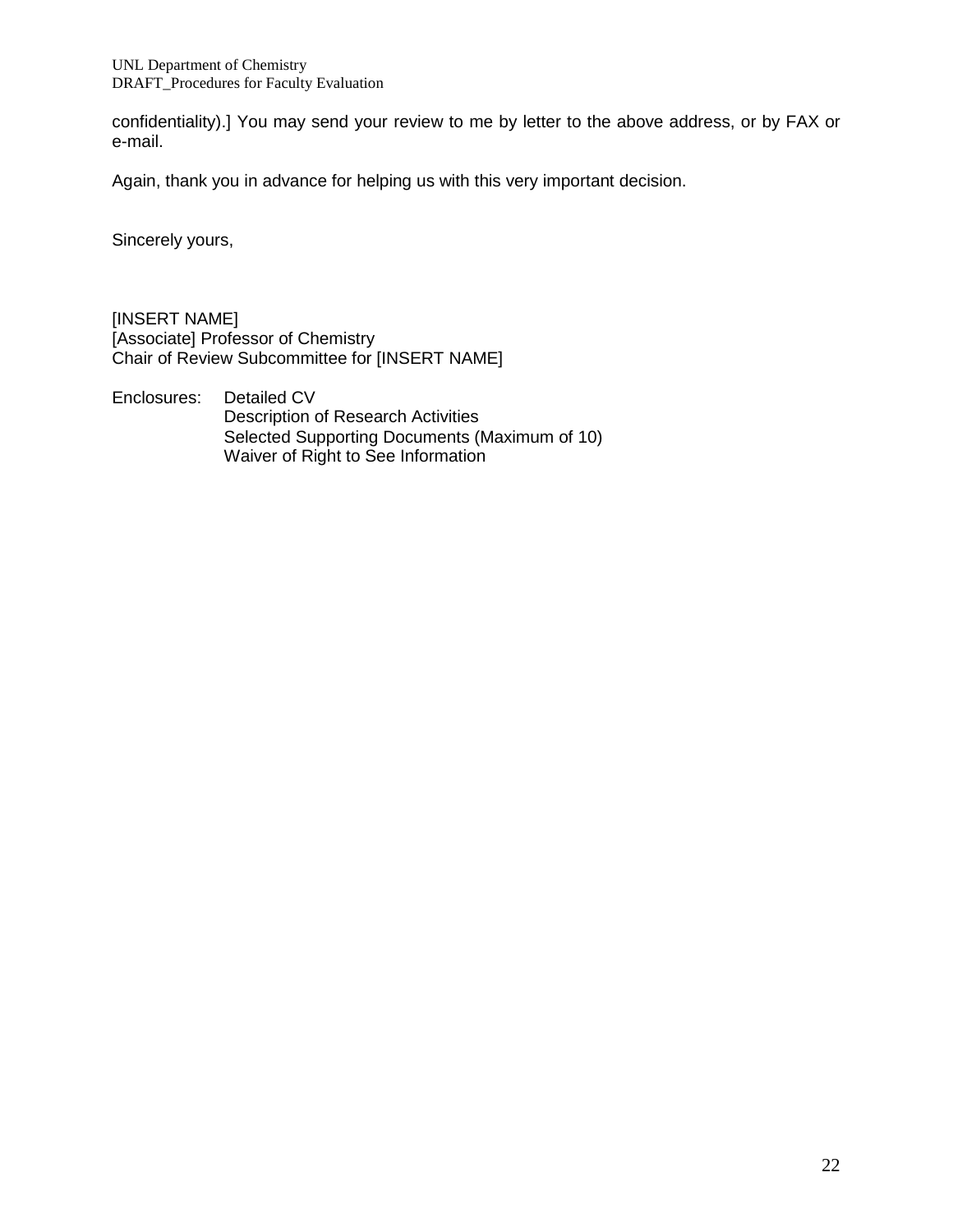confidentiality).] You may send your review to me by letter to the above address, or by FAX or e-mail.

Again, thank you in advance for helping us with this very important decision.

Sincerely yours,

[INSERT NAME]
[Associate] Professor of Chemistry
Chair of Review Subcommittee for [INSERT NAME]

Enclosures: Detailed CV
Description of Research Activities
Selected Supporting Documents (Maximum of 10)
Waiver of Right to See Information